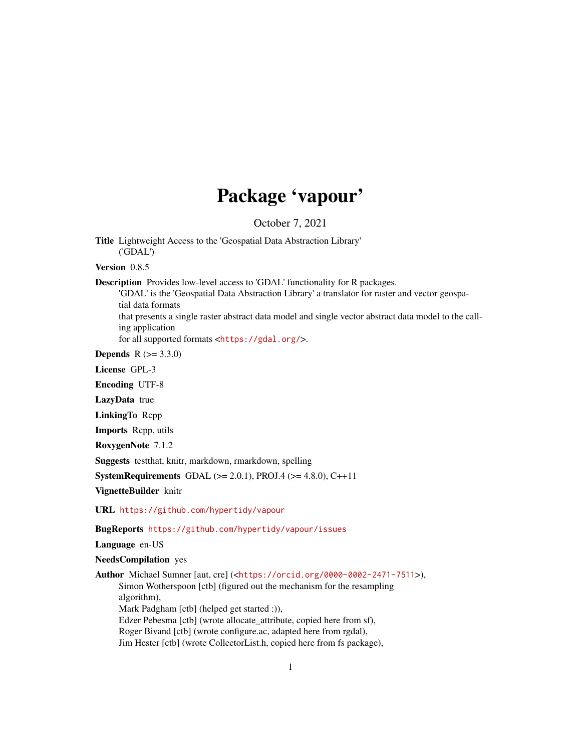# Package 'vapour'

October 7, 2021

**Title** Lightweight Access to the 'Geospatial Data Abstraction Library' ('GDAL')

**Version** 0.8.5

**Description** Provides low-level access to 'GDAL' functionality for R packages.
'GDAL' is the 'Geospatial Data Abstraction Library' a translator for raster and vector geospatial data formats
that presents a single raster abstract data model and single vector abstract data model to the calling application
for all supported formats <https://gdal.org/>.

**Depends** R (>= 3.3.0)

**License** GPL-3

**Encoding** UTF-8

**LazyData** true

**LinkingTo** Rcpp

**Imports** Rcpp, utils

**RoxygenNote** 7.1.2

**Suggests** testthat, knitr, markdown, rmarkdown, spelling

**SystemRequirements** GDAL (>= 2.0.1), PROJ.4 (>= 4.8.0), C++11

**VignetteBuilder** knitr

**URL** https://github.com/hypertidy/vapour

**BugReports** https://github.com/hypertidy/vapour/issues

**Language** en-US

**NeedsCompilation** yes

**Author** Michael Sumner [aut, cre] (<https://orcid.org/0000-0002-2471-7511>),
Simon Wotherspoon [ctb] (figured out the mechanism for the resampling algorithm),
Mark Padgham [ctb] (helped get started :)),
Edzer Pebesma [ctb] (wrote allocate_attribute, copied here from sf),
Roger Bivand [ctb] (wrote configure.ac, adapted here from rgdal),
Jim Hester [ctb] (wrote CollectorList.h, copied here from fs package),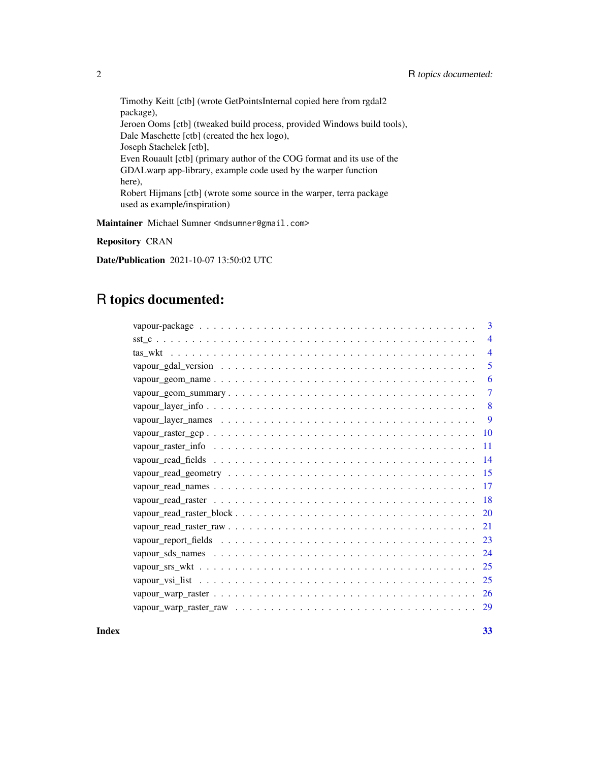Timothy Keitt [ctb] (wrote GetPointsInternal copied here from rgdal2 package),
Jeroen Ooms [ctb] (tweaked build process, provided Windows build tools),
Dale Maschette [ctb] (created the hex logo),
Joseph Stachelek [ctb],
Even Rouault [ctb] (primary author of the COG format and its use of the GDALwarp app-library, example code used by the warper function here),
Robert Hijmans [ctb] (wrote some source in the warper, terra package used as example/inspiration)

**Maintainer** Michael Sumner <mdsumner@gmail.com>

**Repository** CRAN

**Date/Publication** 2021-10-07 13:50:02 UTC

# R topics documented:

| | |
|---|---|
| vapour-package | 3 |
| sst_c | 4 |
| tas_wkt | 4 |
| vapour_gdal_version | 5 |
| vapour_geom_name | 6 |
| vapour_geom_summary | 7 |
| vapour_layer_info | 8 |
| vapour_layer_names | 9 |
| vapour_raster_gcp | 10 |
| vapour_raster_info | 11 |
| vapour_read_fields | 14 |
| vapour_read_geometry | 15 |
| vapour_read_names | 17 |
| vapour_read_raster | 18 |
| vapour_read_raster_block | 20 |
| vapour_read_raster_raw | 21 |
| vapour_report_fields | 23 |
| vapour_sds_names | 24 |
| vapour_srs_wkt | 25 |
| vapour_vsi_list | 25 |
| vapour_warp_raster | 26 |
| vapour_warp_raster_raw | 29 |

**Index** **33**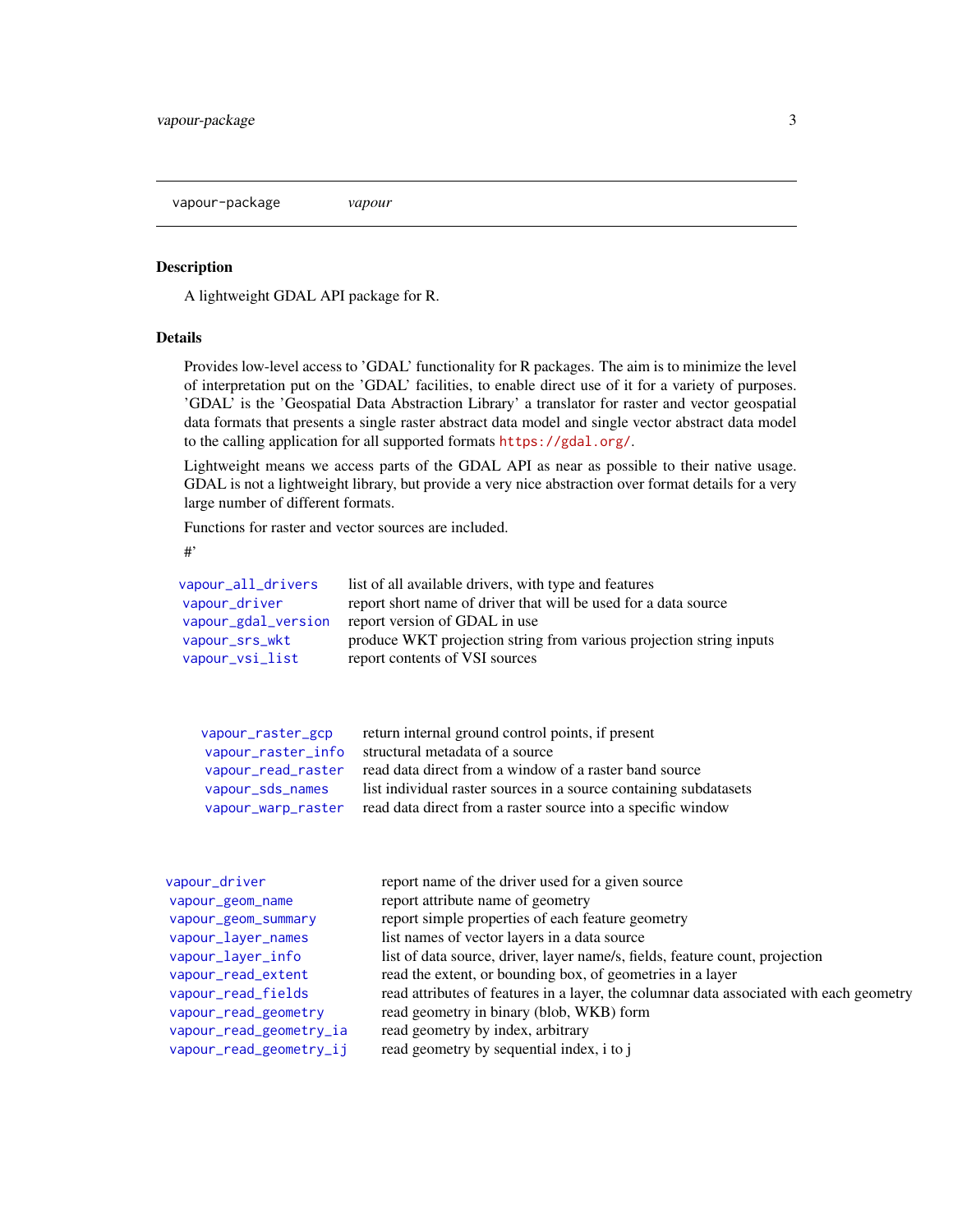vapour-package *vapour*

### Description

A lightweight GDAL API package for R.

### Details

Provides low-level access to 'GDAL' functionality for R packages. The aim is to minimize the level of interpretation put on the 'GDAL' facilities, to enable direct use of it for a variety of purposes. 'GDAL' is the 'Geospatial Data Abstraction Library' a translator for raster and vector geospatial data formats that presents a single raster abstract data model and single vector abstract data model to the calling application for all supported formats https://gdal.org/.

Lightweight means we access parts of the GDAL API as near as possible to their native usage. GDAL is not a lightweight library, but provide a very nice abstraction over format details for a very large number of different formats.

Functions for raster and vector sources are included.

#'

| | |
|---|---|
| vapour_all_drivers | list of all available drivers, with type and features |
| vapour_driver | report short name of driver that will be used for a data source |
| vapour_gdal_version | report version of GDAL in use |
| vapour_srs_wkt | produce WKT projection string from various projection string inputs |
| vapour_vsi_list | report contents of VSI sources |

| | |
|---|---|
| vapour_raster_gcp | return internal ground control points, if present |
| vapour_raster_info | structural metadata of a source |
| vapour_read_raster | read data direct from a window of a raster band source |
| vapour_sds_names | list individual raster sources in a source containing subdatasets |
| vapour_warp_raster | read data direct from a raster source into a specific window |

| | |
|---|---|
| vapour_driver | report name of the driver used for a given source |
| vapour_geom_name | report attribute name of geometry |
| vapour_geom_summary | report simple properties of each feature geometry |
| vapour_layer_names | list names of vector layers in a data source |
| vapour_layer_info | list of data source, driver, layer name/s, fields, feature count, projection |
| vapour_read_extent | read the extent, or bounding box, of geometries in a layer |
| vapour_read_fields | read attributes of features in a layer, the columnar data associated with each geometry |
| vapour_read_geometry | read geometry in binary (blob, WKB) form |
| vapour_read_geometry_ia | read geometry by index, arbitrary |
| vapour_read_geometry_ij | read geometry by sequential index, i to j |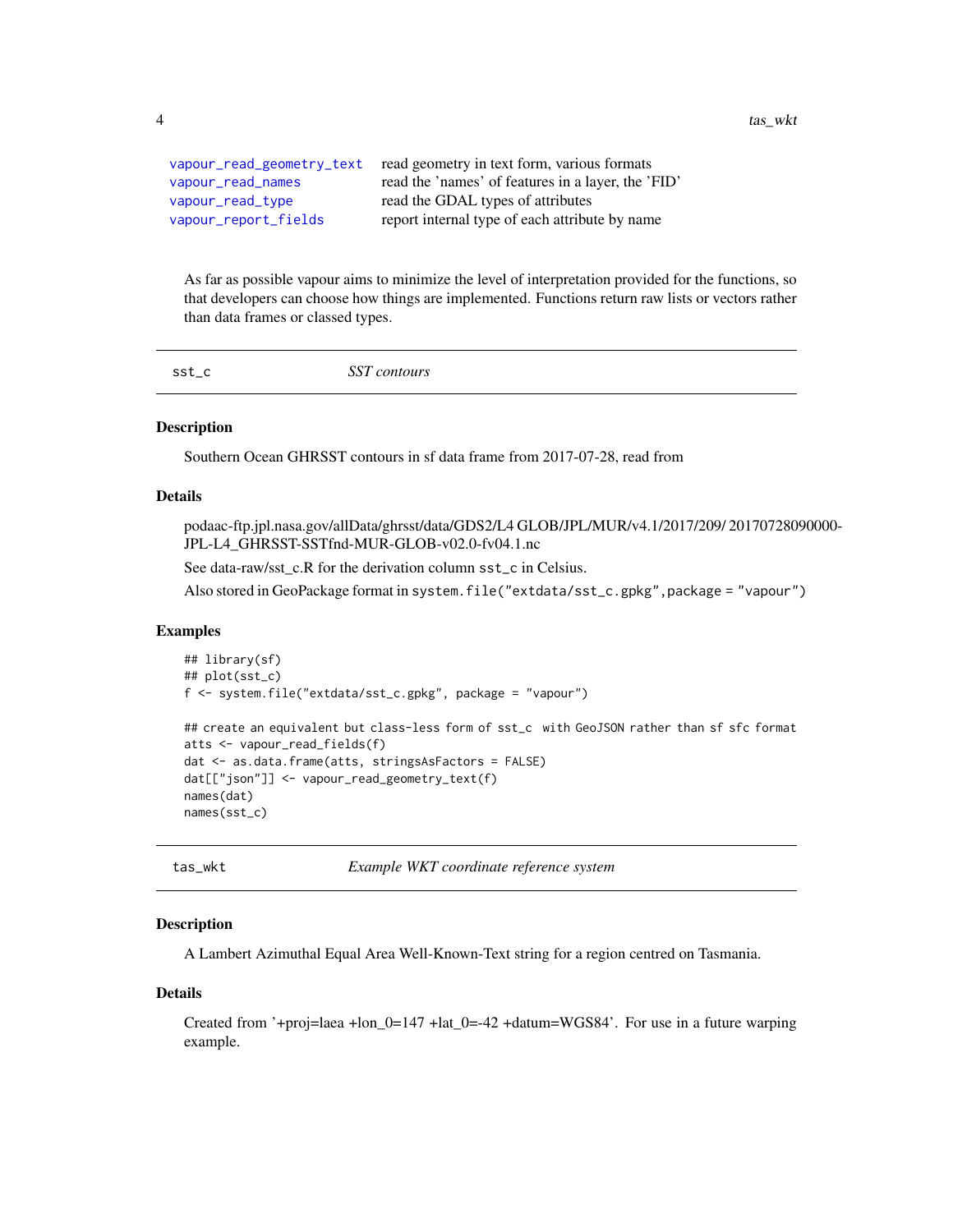| | |
|---|---|
| vapour_read_geometry_text | read geometry in text form, various formats |
| vapour_read_names | read the 'names' of features in a layer, the 'FID' |
| vapour_read_type | read the GDAL types of attributes |
| vapour_report_fields | report internal type of each attribute by name |

As far as possible vapour aims to minimize the level of interpretation provided for the functions, so that developers can choose how things are implemented. Functions return raw lists or vectors rather than data frames or classed types.

## sst_c — *SST contours*

### Description

Southern Ocean GHRSST contours in sf data frame from 2017-07-28, read from

### Details

podaac-ftp.jpl.nasa.gov/allData/ghrsst/data/GDS2/L4 GLOB/JPL/MUR/v4.1/2017/209/ 20170728090000-JPL-L4_GHRSST-SSTfnd-MUR-GLOB-v02.0-fv04.1.nc

See data-raw/sst_c.R for the derivation column `sst_c` in Celsius.

Also stored in GeoPackage format in `system.file("extdata/sst_c.gpkg",package = "vapour")`

### Examples

```
## library(sf)
## plot(sst_c)
f <- system.file("extdata/sst_c.gpkg", package = "vapour")

## create an equivalent but class-less form of sst_c  with GeoJSON rather than sf sfc format
atts <- vapour_read_fields(f)
dat <- as.data.frame(atts, stringsAsFactors = FALSE)
dat[["json"]] <- vapour_read_geometry_text(f)
names(dat)
names(sst_c)
```

## tas_wkt — *Example WKT coordinate reference system*

### Description

A Lambert Azimuthal Equal Area Well-Known-Text string for a region centred on Tasmania.

### Details

Created from '+proj=laea +lon_0=147 +lat_0=-42 +datum=WGS84'. For use in a future warping example.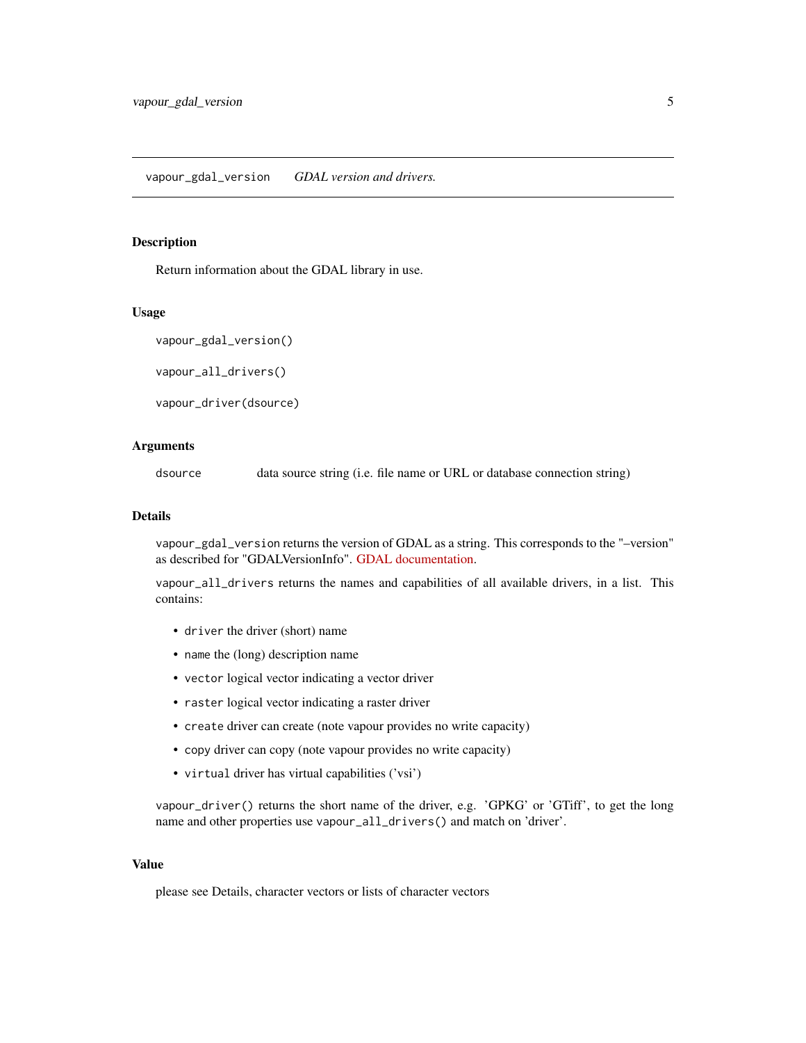## vapour_gdal_version — *GDAL version and drivers.*

### Description

Return information about the GDAL library in use.

### Usage

```
vapour_gdal_version()

vapour_all_drivers()

vapour_driver(dsource)
```

### Arguments

| | |
|---|---|
| `dsource` | data source string (i.e. file name or URL or database connection string) |

### Details

`vapour_gdal_version` returns the version of GDAL as a string. This corresponds to the "–version" as described for "GDALVersionInfo". GDAL documentation.

`vapour_all_drivers` returns the names and capabilities of all available drivers, in a list. This contains:

- `driver` the driver (short) name
- `name` the (long) description name
- `vector` logical vector indicating a vector driver
- `raster` logical vector indicating a raster driver
- `create` driver can create (note vapour provides no write capacity)
- `copy` driver can copy (note vapour provides no write capacity)
- `virtual` driver has virtual capabilities ('vsi')

`vapour_driver()` returns the short name of the driver, e.g. 'GPKG' or 'GTiff', to get the long name and other properties use `vapour_all_drivers()` and match on 'driver'.

### Value

please see Details, character vectors or lists of character vectors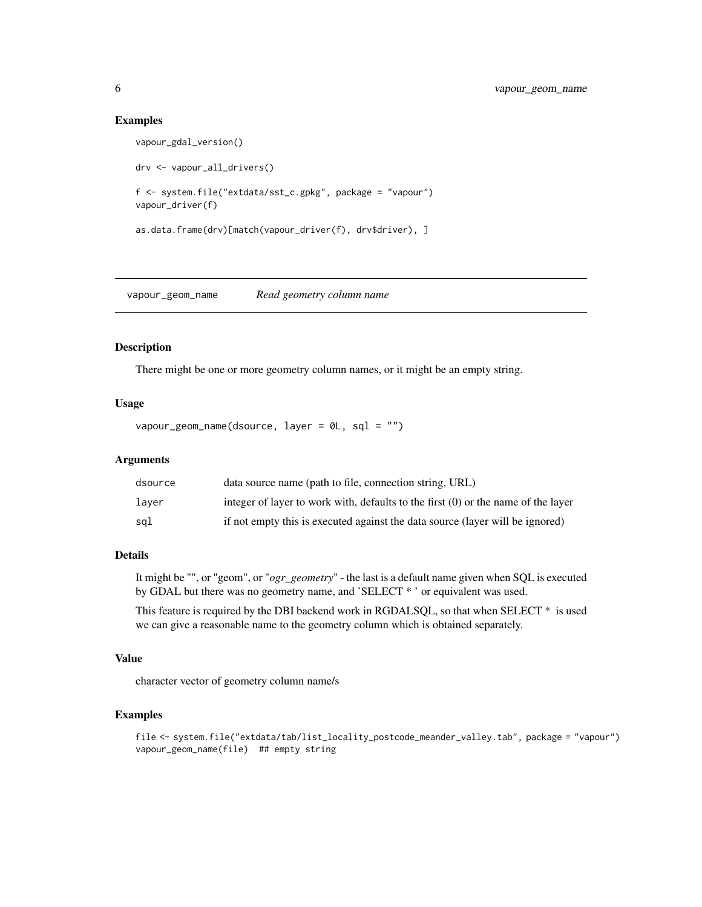### Examples

```
vapour_gdal_version()

drv <- vapour_all_drivers()

f <- system.file("extdata/sst_c.gpkg", package = "vapour")
vapour_driver(f)

as.data.frame(drv)[match(vapour_driver(f), drv$driver), ]
```

---

## vapour_geom_name — *Read geometry column name*

---

### Description

There might be one or more geometry column names, or it might be an empty string.

### Usage

```
vapour_geom_name(dsource, layer = 0L, sql = "")
```

### Arguments

| | |
|---|---|
| dsource | data source name (path to file, connection string, URL) |
| layer | integer of layer to work with, defaults to the first (0) or the name of the layer |
| sql | if not empty this is executed against the data source (layer will be ignored) |

### Details

It might be "", or "geom", or "*ogr_geometry*" - the last is a default name given when SQL is executed by GDAL but there was no geometry name, and 'SELECT * ' or equivalent was used.

This feature is required by the DBI backend work in RGDALSQL, so that when SELECT * is used we can give a reasonable name to the geometry column which is obtained separately.

### Value

character vector of geometry column name/s

### Examples

```
file <- system.file("extdata/tab/list_locality_postcode_meander_valley.tab", package = "vapour")
vapour_geom_name(file)  ## empty string
```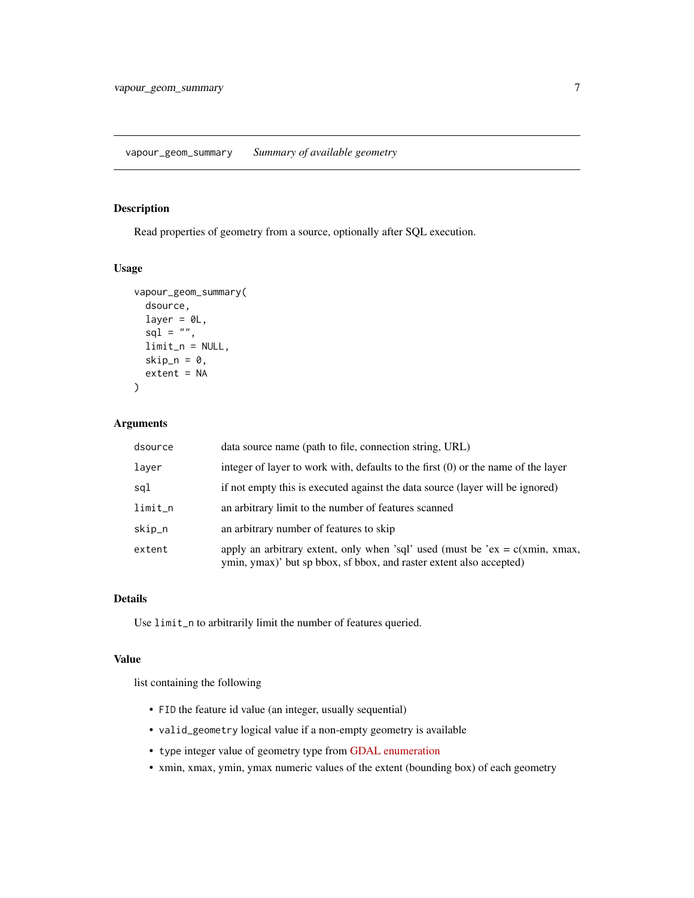## vapour_geom_summary *Summary of available geometry*

### Description

Read properties of geometry from a source, optionally after SQL execution.

### Usage

```
vapour_geom_summary(
  dsource,
  layer = 0L,
  sql = "",
  limit_n = NULL,
  skip_n = 0,
  extent = NA
)
```

### Arguments

| | |
|---|---|
| `dsource` | data source name (path to file, connection string, URL) |
| `layer` | integer of layer to work with, defaults to the first (0) or the name of the layer |
| `sql` | if not empty this is executed against the data source (layer will be ignored) |
| `limit_n` | an arbitrary limit to the number of features scanned |
| `skip_n` | an arbitrary number of features to skip |
| `extent` | apply an arbitrary extent, only when 'sql' used (must be 'ex = c(xmin, xmax, ymin, ymax)' but sp bbox, sf bbox, and raster extent also accepted) |

### Details

Use `limit_n` to arbitrarily limit the number of features queried.

### Value

list containing the following

- `FID` the feature id value (an integer, usually sequential)
- `valid_geometry` logical value if a non-empty geometry is available
- `type` integer value of geometry type from GDAL enumeration
- xmin, xmax, ymin, ymax numeric values of the extent (bounding box) of each geometry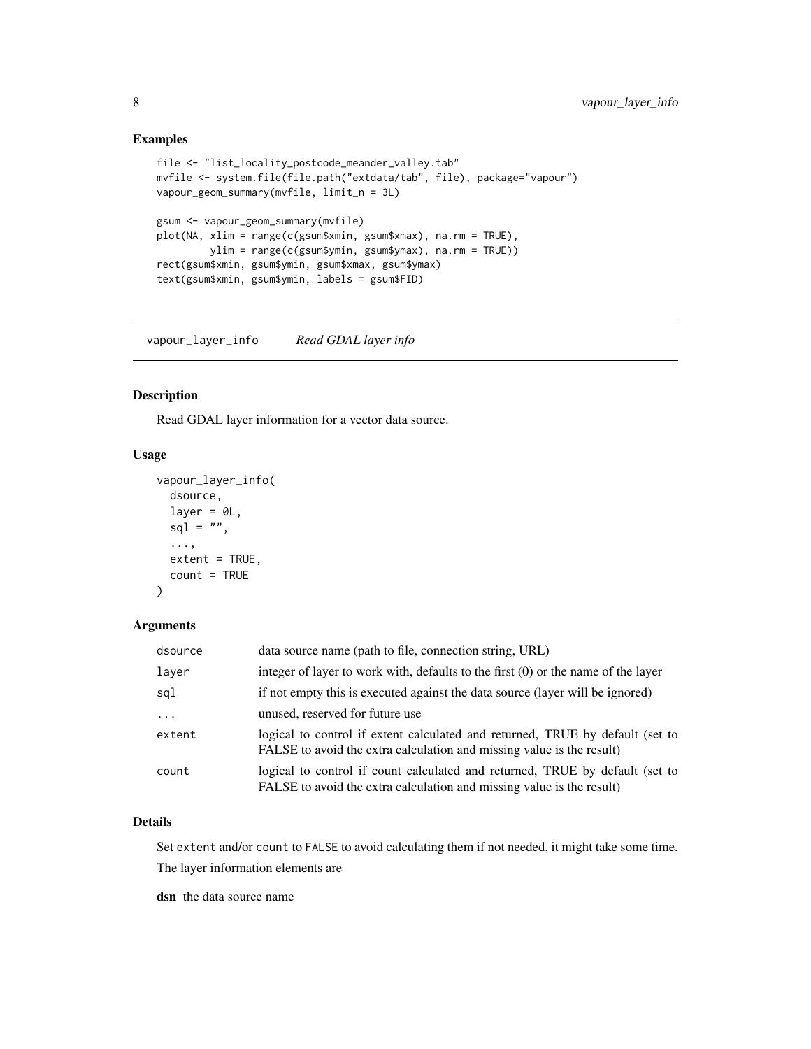## Examples

```
file <- "list_locality_postcode_meander_valley.tab"
mvfile <- system.file(file.path("extdata/tab", file), package="vapour")
vapour_geom_summary(mvfile, limit_n = 3L)

gsum <- vapour_geom_summary(mvfile)
plot(NA, xlim = range(c(gsum$xmin, gsum$xmax), na.rm = TRUE),
         ylim = range(c(gsum$ymin, gsum$ymax), na.rm = TRUE))
rect(gsum$xmin, gsum$ymin, gsum$xmax, gsum$ymax)
text(gsum$xmin, gsum$ymin, labels = gsum$FID)
```

---

# vapour_layer_info    *Read GDAL layer info*

## Description

Read GDAL layer information for a vector data source.

## Usage

```
vapour_layer_info(
  dsource,
  layer = 0L,
  sql = "",
  ...,
  extent = TRUE,
  count = TRUE
)
```

## Arguments

| | |
|---|---|
| `dsource` | data source name (path to file, connection string, URL) |
| `layer` | integer of layer to work with, defaults to the first (0) or the name of the layer |
| `sql` | if not empty this is executed against the data source (layer will be ignored) |
| `...` | unused, reserved for future use |
| `extent` | logical to control if extent calculated and returned, TRUE by default (set to FALSE to avoid the extra calculation and missing value is the result) |
| `count` | logical to control if count calculated and returned, TRUE by default (set to FALSE to avoid the extra calculation and missing value is the result) |

## Details

Set `extent` and/or `count` to `FALSE` to avoid calculating them if not needed, it might take some time.

The layer information elements are

**dsn** the data source name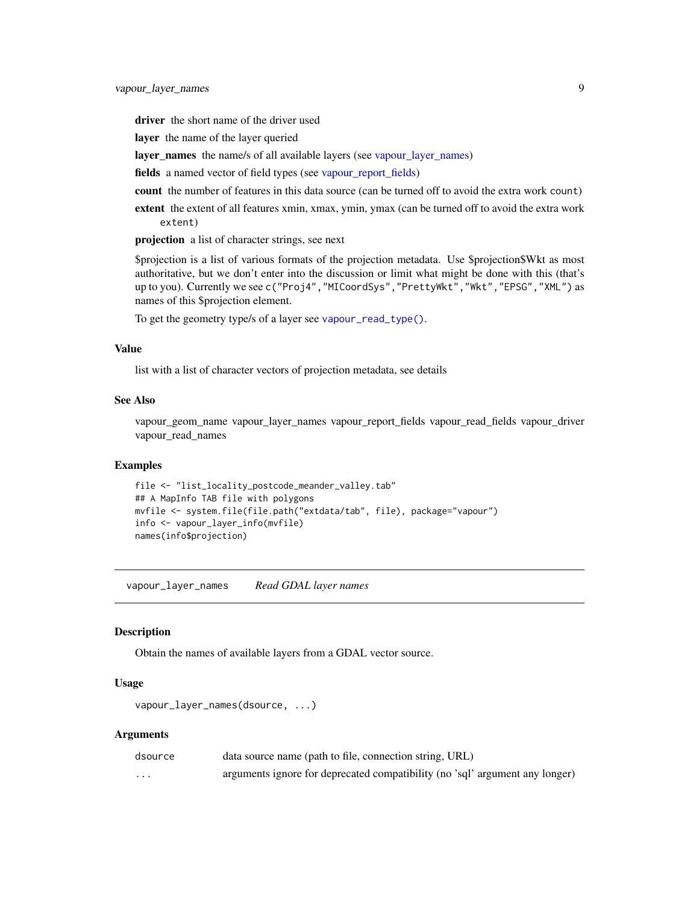**driver** the short name of the driver used

**layer** the name of the layer queried

**layer_names** the name/s of all available layers (see vapour_layer_names)

**fields** a named vector of field types (see vapour_report_fields)

**count** the number of features in this data source (can be turned off to avoid the extra work `count`)

**extent** the extent of all features xmin, xmax, ymin, ymax (can be turned off to avoid the extra work `extent`)

**projection** a list of character strings, see next

$projection is a list of various formats of the projection metadata. Use $projection$Wkt as most authoritative, but we don't enter into the discussion or limit what might be done with this (that's up to you). Currently we see `c("Proj4","MICoordSys","PrettyWkt","Wkt","EPSG","XML")` as names of this $projection element.

To get the geometry type/s of a layer see `vapour_read_type()`.

### Value

list with a list of character vectors of projection metadata, see details

### See Also

vapour_geom_name vapour_layer_names vapour_report_fields vapour_read_fields vapour_driver vapour_read_names

### Examples

```
file <- "list_locality_postcode_meander_valley.tab"
## A MapInfo TAB file with polygons
mvfile <- system.file(file.path("extdata/tab", file), package="vapour")
info <- vapour_layer_info(mvfile)
names(info$projection)
```

---

## vapour_layer_names *Read GDAL layer names*

### Description

Obtain the names of available layers from a GDAL vector source.

### Usage

```
vapour_layer_names(dsource, ...)
```

### Arguments

| | |
|---|---|
| `dsource` | data source name (path to file, connection string, URL) |
| `...` | arguments ignore for deprecated compatibility (no 'sql' argument any longer) |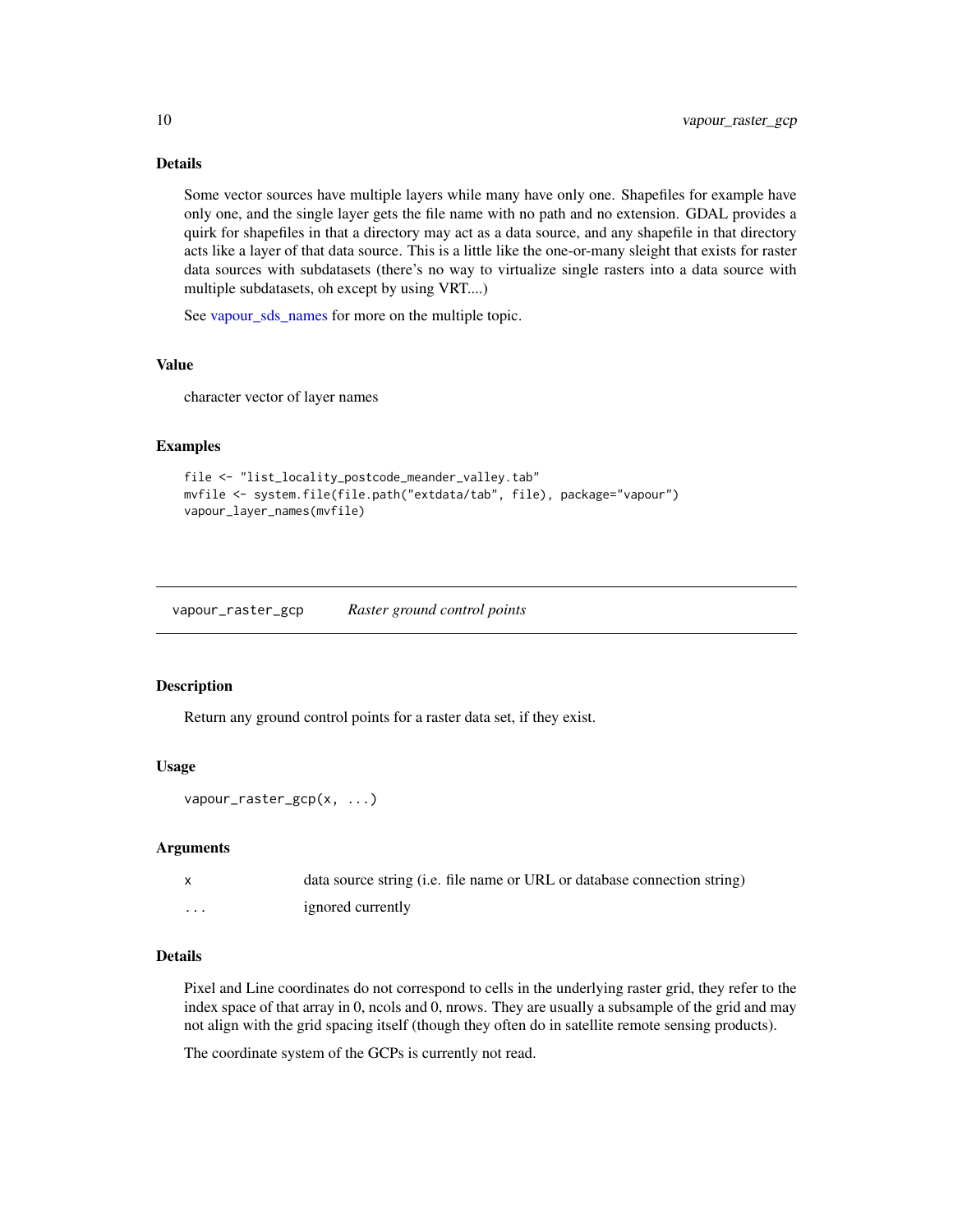### Details

Some vector sources have multiple layers while many have only one. Shapefiles for example have only one, and the single layer gets the file name with no path and no extension. GDAL provides a quirk for shapefiles in that a directory may act as a data source, and any shapefile in that directory acts like a layer of that data source. This is a little like the one-or-many sleight that exists for raster data sources with subdatasets (there's no way to virtualize single rasters into a data source with multiple subdatasets, oh except by using VRT....)

See vapour_sds_names for more on the multiple topic.

### Value

character vector of layer names

### Examples

```
file <- "list_locality_postcode_meander_valley.tab"
mvfile <- system.file(file.path("extdata/tab", file), package="vapour")
vapour_layer_names(mvfile)
```

---

## vapour_raster_gcp *Raster ground control points*

### Description

Return any ground control points for a raster data set, if they exist.

### Usage

```
vapour_raster_gcp(x, ...)
```

### Arguments

| | |
|---|---|
| x | data source string (i.e. file name or URL or database connection string) |
| ... | ignored currently |

### Details

Pixel and Line coordinates do not correspond to cells in the underlying raster grid, they refer to the index space of that array in 0, ncols and 0, nrows. They are usually a subsample of the grid and may not align with the grid spacing itself (though they often do in satellite remote sensing products).

The coordinate system of the GCPs is currently not read.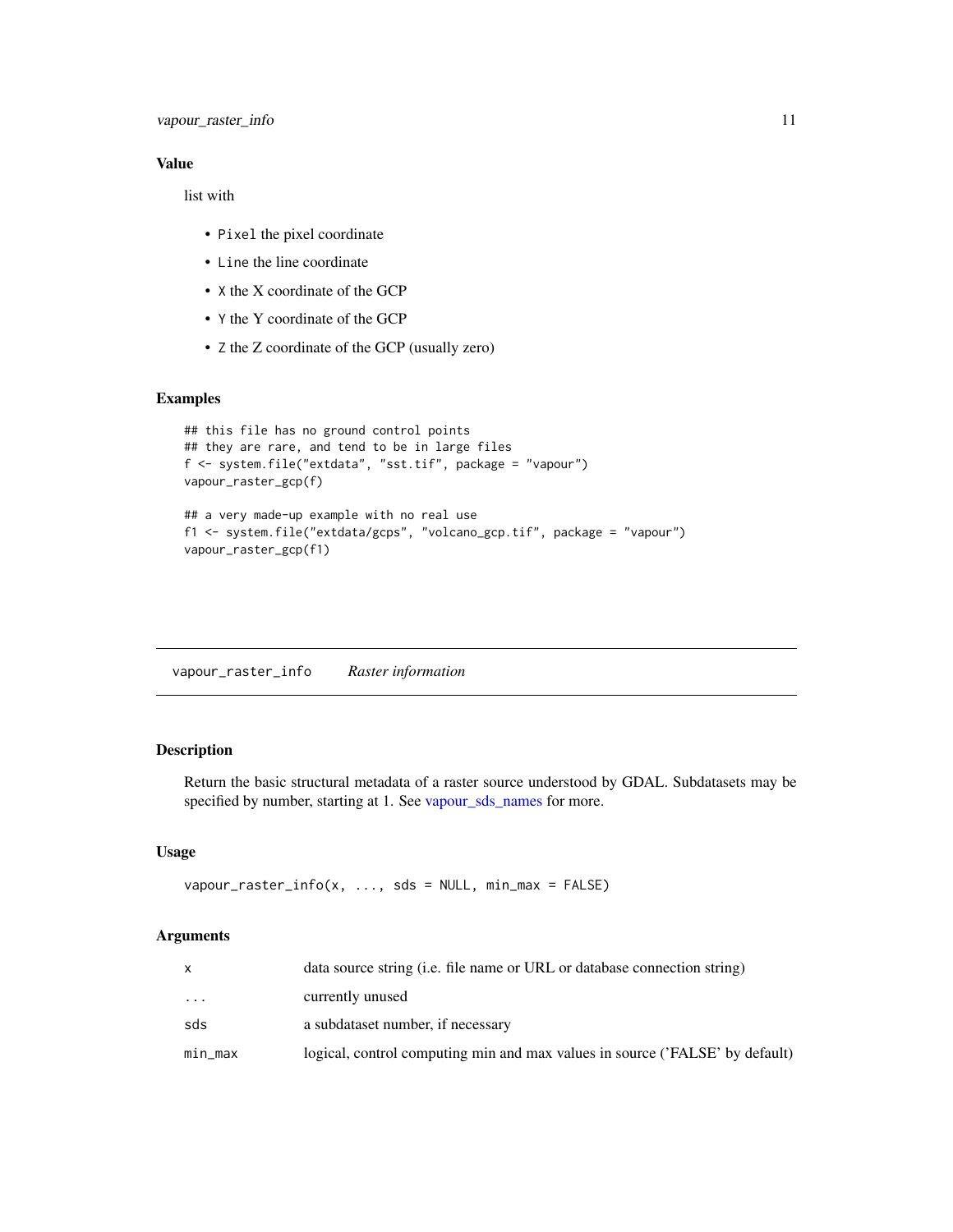## Value

list with

- `Pixel` the pixel coordinate
- `Line` the line coordinate
- `X` the X coordinate of the GCP
- `Y` the Y coordinate of the GCP
- `Z` the Z coordinate of the GCP (usually zero)

## Examples

```
## this file has no ground control points
## they are rare, and tend to be in large files
f <- system.file("extdata", "sst.tif", package = "vapour")
vapour_raster_gcp(f)

## a very made-up example with no real use
f1 <- system.file("extdata/gcps", "volcano_gcp.tif", package = "vapour")
vapour_raster_gcp(f1)
```

---

# `vapour_raster_info` *Raster information*

---

## Description

Return the basic structural metadata of a raster source understood by GDAL. Subdatasets may be specified by number, starting at 1. See vapour_sds_names for more.

## Usage

```
vapour_raster_info(x, ..., sds = NULL, min_max = FALSE)
```

## Arguments

| | |
|---|---|
| `x` | data source string (i.e. file name or URL or database connection string) |
| `...` | currently unused |
| `sds` | a subdataset number, if necessary |
| `min_max` | logical, control computing min and max values in source ('FALSE' by default) |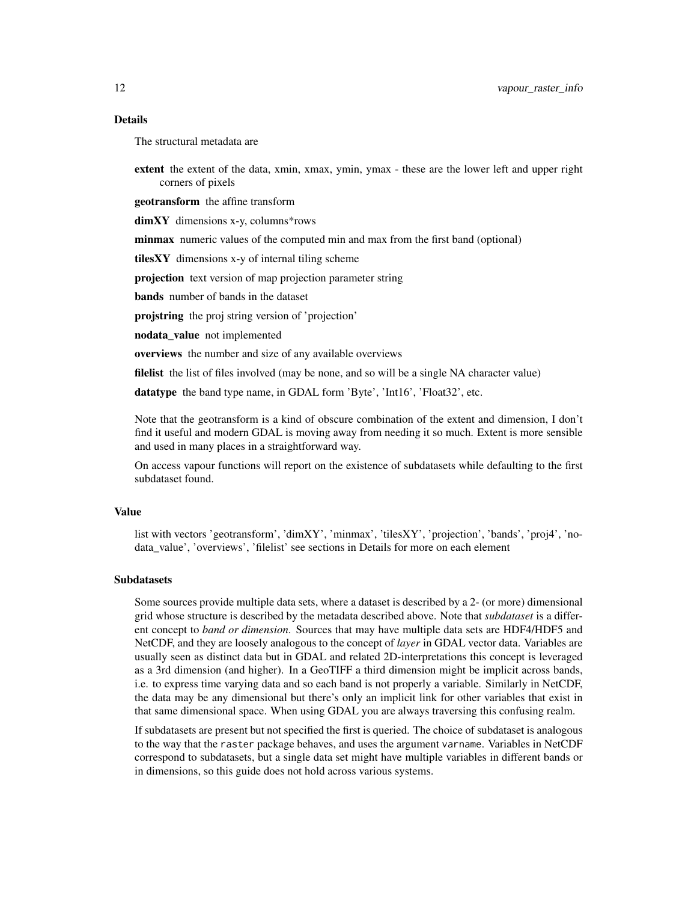## Details

The structural metadata are

**extent** the extent of the data, xmin, xmax, ymin, ymax - these are the lower left and upper right corners of pixels

**geotransform** the affine transform

**dimXY** dimensions x-y, columns*rows

**minmax** numeric values of the computed min and max from the first band (optional)

**tilesXY** dimensions x-y of internal tiling scheme

**projection** text version of map projection parameter string

**bands** number of bands in the dataset

**projstring** the proj string version of 'projection'

**nodata_value** not implemented

**overviews** the number and size of any available overviews

**filelist** the list of files involved (may be none, and so will be a single NA character value)

**datatype** the band type name, in GDAL form 'Byte', 'Int16', 'Float32', etc.

Note that the geotransform is a kind of obscure combination of the extent and dimension, I don't find it useful and modern GDAL is moving away from needing it so much. Extent is more sensible and used in many places in a straightforward way.

On access vapour functions will report on the existence of subdatasets while defaulting to the first subdataset found.

## Value

list with vectors 'geotransform', 'dimXY', 'minmax', 'tilesXY', 'projection', 'bands', 'proj4', 'nodata_value', 'overviews', 'filelist' see sections in Details for more on each element

## Subdatasets

Some sources provide multiple data sets, where a dataset is described by a 2- (or more) dimensional grid whose structure is described by the metadata described above. Note that *subdataset* is a different concept to *band or dimension*. Sources that may have multiple data sets are HDF4/HDF5 and NetCDF, and they are loosely analogous to the concept of *layer* in GDAL vector data. Variables are usually seen as distinct data but in GDAL and related 2D-interpretations this concept is leveraged as a 3rd dimension (and higher). In a GeoTIFF a third dimension might be implicit across bands, i.e. to express time varying data and so each band is not properly a variable. Similarly in NetCDF, the data may be any dimensional but there's only an implicit link for other variables that exist in that same dimensional space. When using GDAL you are always traversing this confusing realm.

If subdatasets are present but not specified the first is queried. The choice of subdataset is analogous to the way that the `raster` package behaves, and uses the argument `varname`. Variables in NetCDF correspond to subdatasets, but a single data set might have multiple variables in different bands or in dimensions, so this guide does not hold across various systems.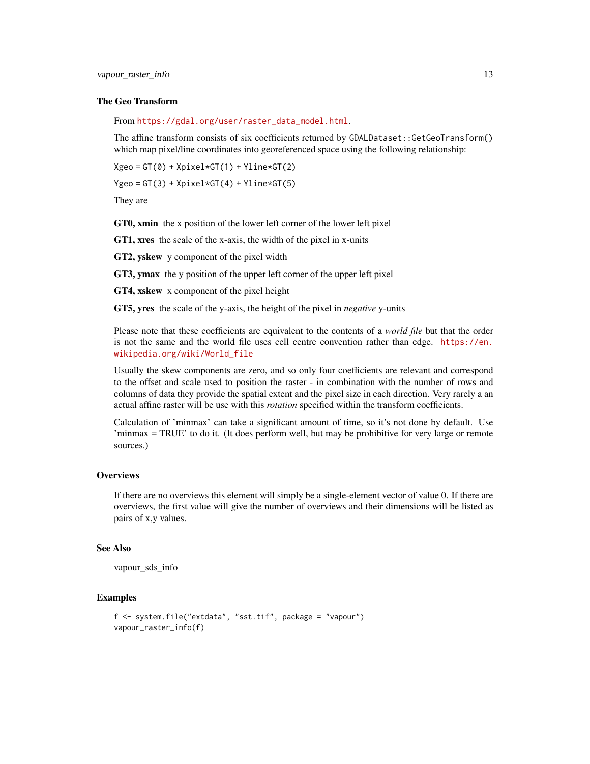### The Geo Transform

From https://gdal.org/user/raster_data_model.html.

The affine transform consists of six coefficients returned by `GDALDataset::GetGeoTransform()` which map pixel/line coordinates into georeferenced space using the following relationship:

`Xgeo = GT(0) + Xpixel*GT(1) + Yline*GT(2)`

`Ygeo = GT(3) + Xpixel*GT(4) + Yline*GT(5)`

They are

**GT0, xmin** the x position of the lower left corner of the lower left pixel

**GT1, xres** the scale of the x-axis, the width of the pixel in x-units

**GT2, yskew** y component of the pixel width

**GT3, ymax** the y position of the upper left corner of the upper left pixel

**GT4, xskew** x component of the pixel height

**GT5, yres** the scale of the y-axis, the height of the pixel in *negative* y-units

Please note that these coefficients are equivalent to the contents of a *world file* but that the order is not the same and the world file uses cell centre convention rather than edge. https://en.wikipedia.org/wiki/World_file

Usually the skew components are zero, and so only four coefficients are relevant and correspond to the offset and scale used to position the raster - in combination with the number of rows and columns of data they provide the spatial extent and the pixel size in each direction. Very rarely a an actual affine raster will be use with this *rotation* specified within the transform coefficients.

Calculation of 'minmax' can take a significant amount of time, so it's not done by default. Use 'minmax = TRUE' to do it. (It does perform well, but may be prohibitive for very large or remote sources.)

### Overviews

If there are no overviews this element will simply be a single-element vector of value 0. If there are overviews, the first value will give the number of overviews and their dimensions will be listed as pairs of x,y values.

### See Also

vapour_sds_info

### Examples

```
f <- system.file("extdata", "sst.tif", package = "vapour")
vapour_raster_info(f)
```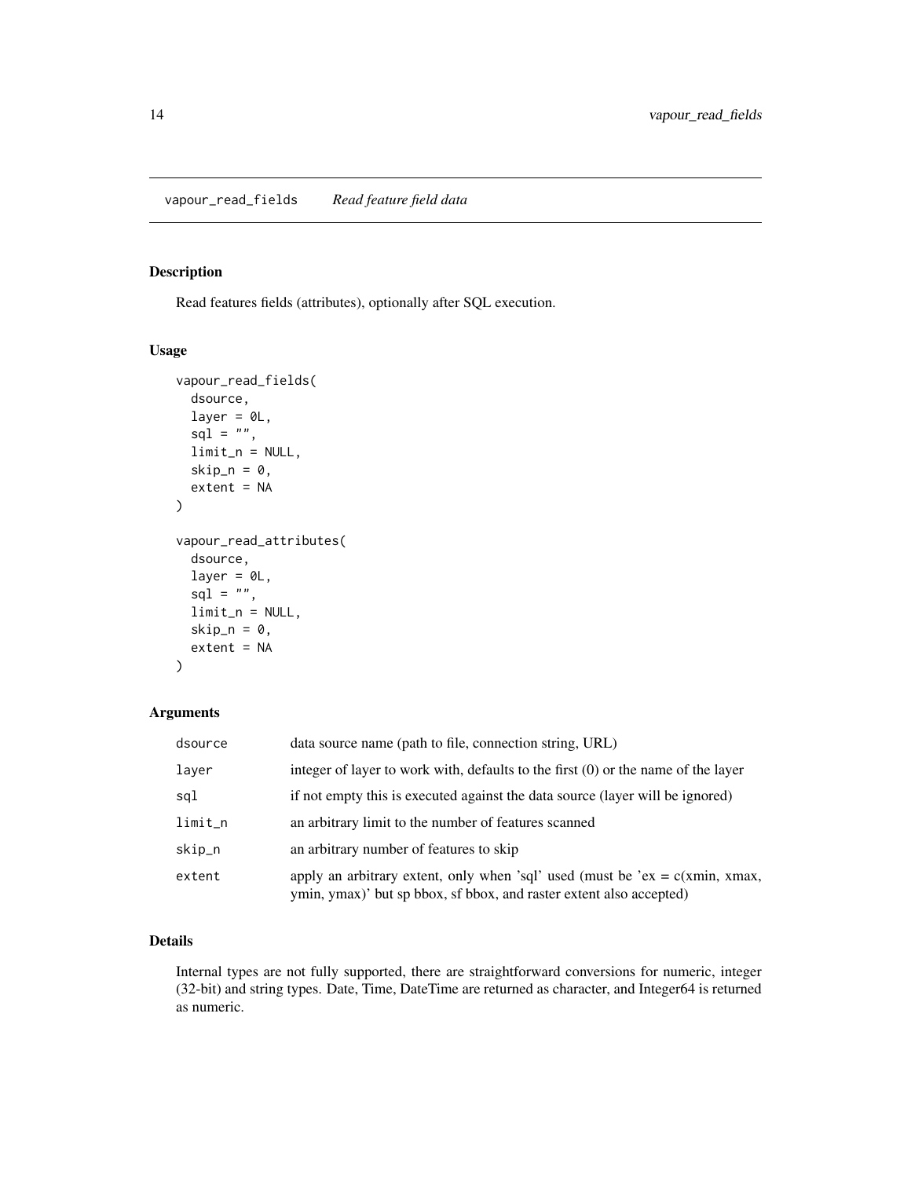## vapour_read_fields *Read feature field data*

### Description

Read features fields (attributes), optionally after SQL execution.

### Usage

```
vapour_read_fields(
  dsource,
  layer = 0L,
  sql = "",
  limit_n = NULL,
  skip_n = 0,
  extent = NA
)

vapour_read_attributes(
  dsource,
  layer = 0L,
  sql = "",
  limit_n = NULL,
  skip_n = 0,
  extent = NA
)
```

### Arguments

| | |
|---|---|
| dsource | data source name (path to file, connection string, URL) |
| layer | integer of layer to work with, defaults to the first (0) or the name of the layer |
| sql | if not empty this is executed against the data source (layer will be ignored) |
| limit_n | an arbitrary limit to the number of features scanned |
| skip_n | an arbitrary number of features to skip |
| extent | apply an arbitrary extent, only when 'sql' used (must be 'ex = c(xmin, xmax, ymin, ymax)' but sp bbox, sf bbox, and raster extent also accepted) |

### Details

Internal types are not fully supported, there are straightforward conversions for numeric, integer (32-bit) and string types. Date, Time, DateTime are returned as character, and Integer64 is returned as numeric.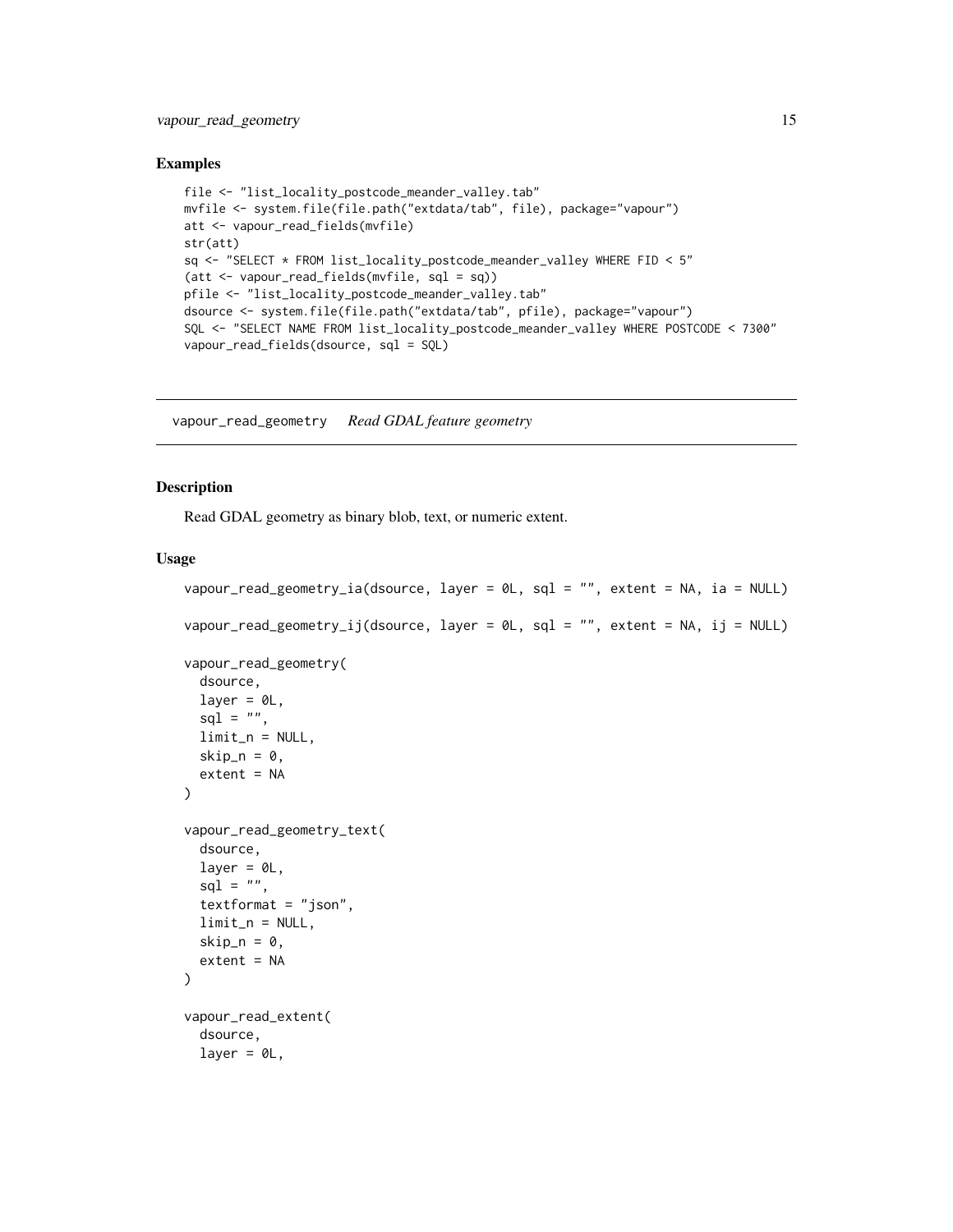## Examples

```
file <- "list_locality_postcode_meander_valley.tab"
mvfile <- system.file(file.path("extdata/tab", file), package="vapour")
att <- vapour_read_fields(mvfile)
str(att)
sq <- "SELECT * FROM list_locality_postcode_meander_valley WHERE FID < 5"
(att <- vapour_read_fields(mvfile, sql = sq))
pfile <- "list_locality_postcode_meander_valley.tab"
dsource <- system.file(file.path("extdata/tab", pfile), package="vapour")
SQL <- "SELECT NAME FROM list_locality_postcode_meander_valley WHERE POSTCODE < 7300"
vapour_read_fields(dsource, sql = SQL)
```

---

# vapour_read_geometry    *Read GDAL feature geometry*

## Description

Read GDAL geometry as binary blob, text, or numeric extent.

## Usage

```
vapour_read_geometry_ia(dsource, layer = 0L, sql = "", extent = NA, ia = NULL)

vapour_read_geometry_ij(dsource, layer = 0L, sql = "", extent = NA, ij = NULL)

vapour_read_geometry(
  dsource,
  layer = 0L,
  sql = "",
  limit_n = NULL,
  skip_n = 0,
  extent = NA
)

vapour_read_geometry_text(
  dsource,
  layer = 0L,
  sql = "",
  textformat = "json",
  limit_n = NULL,
  skip_n = 0,
  extent = NA
)

vapour_read_extent(
  dsource,
  layer = 0L,
```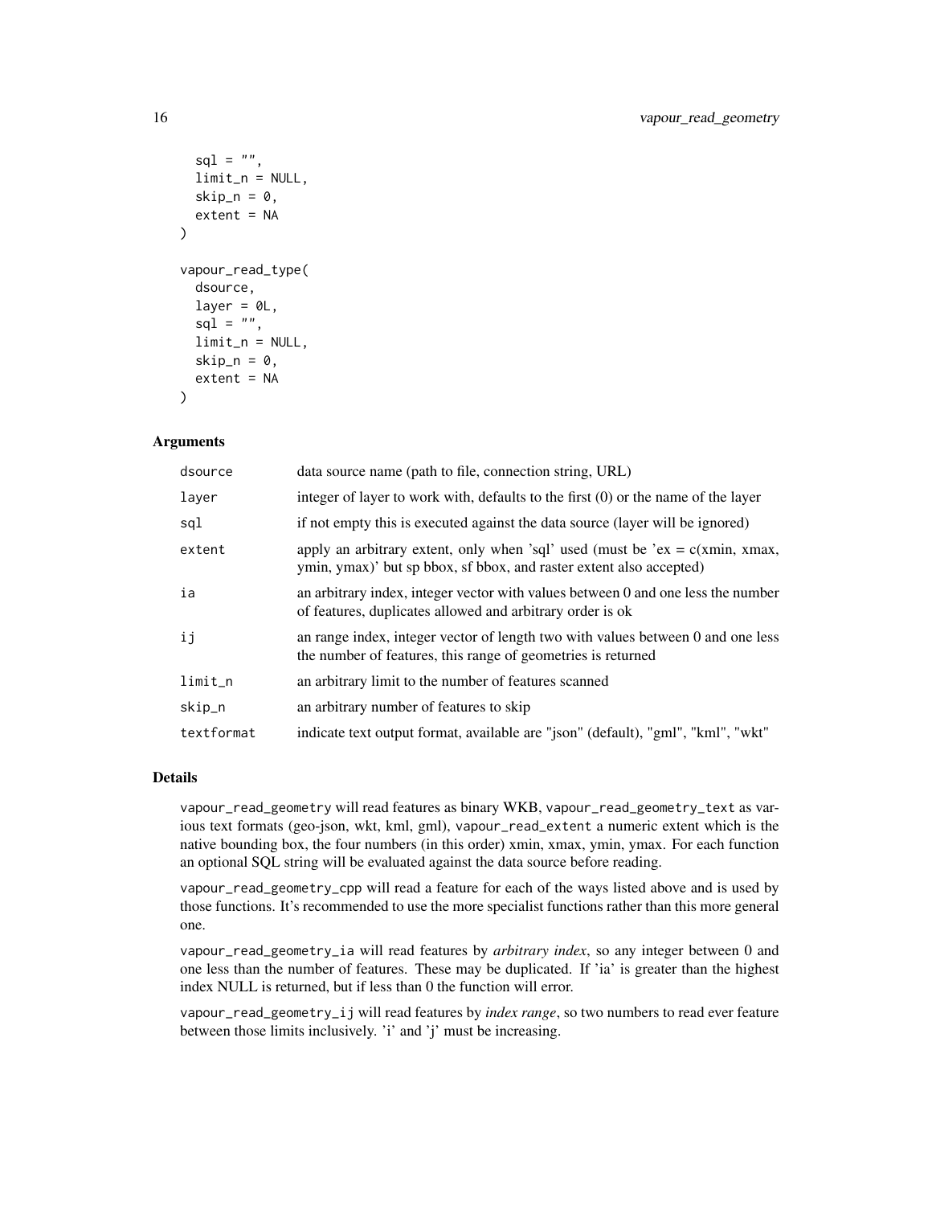```
  sql = "",
  limit_n = NULL,
  skip_n = 0,
  extent = NA
)

vapour_read_type(
  dsource,
  layer = 0L,
  sql = "",
  limit_n = NULL,
  skip_n = 0,
  extent = NA
)
```

### Arguments

| | |
|---|---|
| dsource | data source name (path to file, connection string, URL) |
| layer | integer of layer to work with, defaults to the first (0) or the name of the layer |
| sql | if not empty this is executed against the data source (layer will be ignored) |
| extent | apply an arbitrary extent, only when 'sql' used (must be 'ex = c(xmin, xmax, ymin, ymax)' but sp bbox, sf bbox, and raster extent also accepted) |
| ia | an arbitrary index, integer vector with values between 0 and one less the number of features, duplicates allowed and arbitrary order is ok |
| ij | an range index, integer vector of length two with values between 0 and one less the number of features, this range of geometries is returned |
| limit_n | an arbitrary limit to the number of features scanned |
| skip_n | an arbitrary number of features to skip |
| textformat | indicate text output format, available are "json" (default), "gml", "kml", "wkt" |

### Details

`vapour_read_geometry` will read features as binary WKB, `vapour_read_geometry_text` as various text formats (geo-json, wkt, kml, gml), `vapour_read_extent` a numeric extent which is the native bounding box, the four numbers (in this order) xmin, xmax, ymin, ymax. For each function an optional SQL string will be evaluated against the data source before reading.

`vapour_read_geometry_cpp` will read a feature for each of the ways listed above and is used by those functions. It's recommended to use the more specialist functions rather than this more general one.

`vapour_read_geometry_ia` will read features by *arbitrary index*, so any integer between 0 and one less than the number of features. These may be duplicated. If 'ia' is greater than the highest index NULL is returned, but if less than 0 the function will error.

`vapour_read_geometry_ij` will read features by *index range*, so two numbers to read ever feature between those limits inclusively. 'i' and 'j' must be increasing.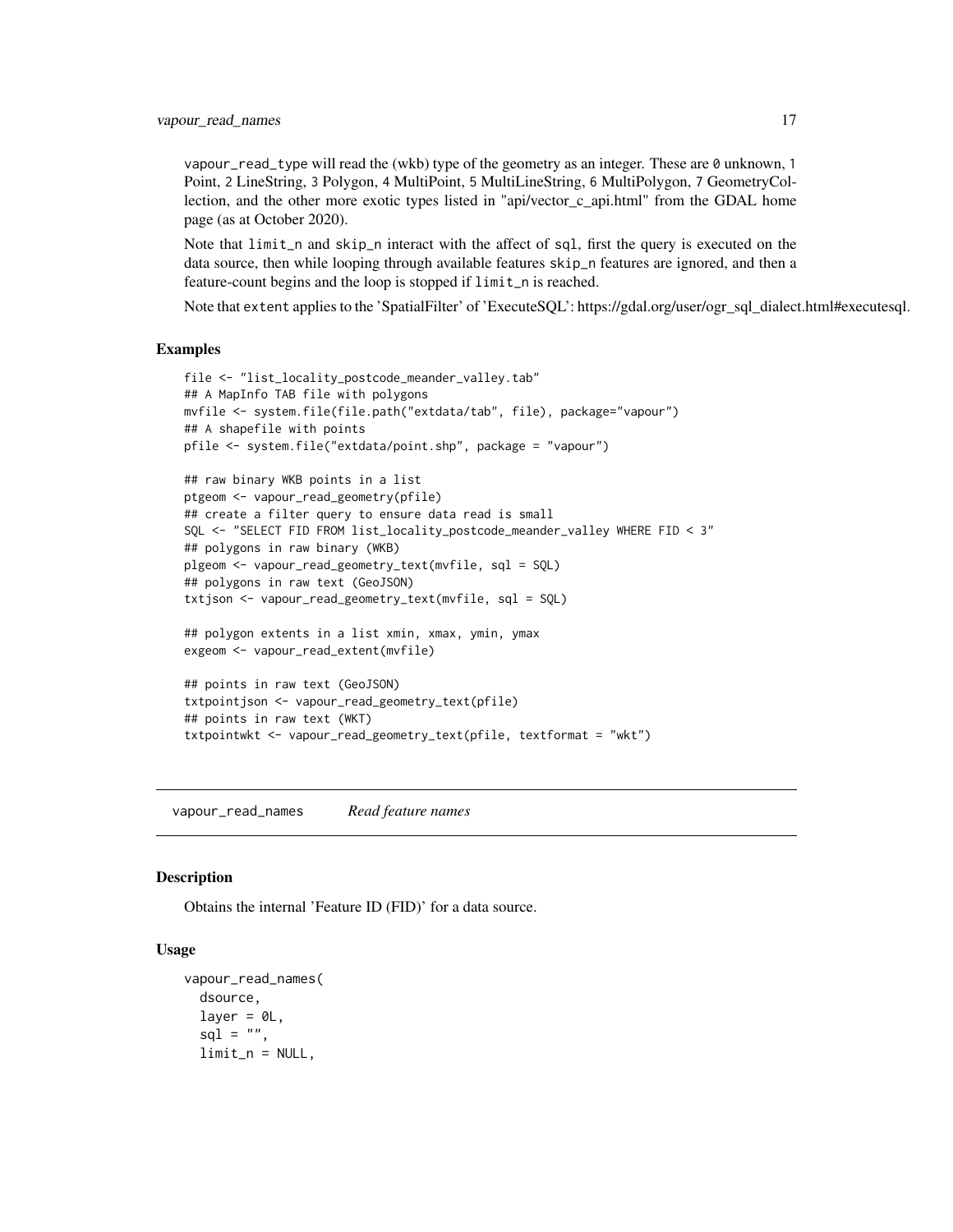vapour_read_type will read the (wkb) type of the geometry as an integer. These are 0 unknown, 1 Point, 2 LineString, 3 Polygon, 4 MultiPoint, 5 MultiLineString, 6 MultiPolygon, 7 GeometryCollection, and the other more exotic types listed in "api/vector_c_api.html" from the GDAL home page (as at October 2020).

Note that limit_n and skip_n interact with the affect of sql, first the query is executed on the data source, then while looping through available features skip_n features are ignored, and then a feature-count begins and the loop is stopped if limit_n is reached.

Note that extent applies to the 'SpatialFilter' of 'ExecuteSQL': https://gdal.org/user/ogr_sql_dialect.html#executesql.

### Examples

```
file <- "list_locality_postcode_meander_valley.tab"
## A MapInfo TAB file with polygons
mvfile <- system.file(file.path("extdata/tab", file), package="vapour")
## A shapefile with points
pfile <- system.file("extdata/point.shp", package = "vapour")

## raw binary WKB points in a list
ptgeom <- vapour_read_geometry(pfile)
## create a filter query to ensure data read is small
SQL <- "SELECT FID FROM list_locality_postcode_meander_valley WHERE FID < 3"
## polygons in raw binary (WKB)
plgeom <- vapour_read_geometry_text(mvfile, sql = SQL)
## polygons in raw text (GeoJSON)
txtjson <- vapour_read_geometry_text(mvfile, sql = SQL)

## polygon extents in a list xmin, xmax, ymin, ymax
exgeom <- vapour_read_extent(mvfile)

## points in raw text (GeoJSON)
txtpointjson <- vapour_read_geometry_text(pfile)
## points in raw text (WKT)
txtpointwkt <- vapour_read_geometry_text(pfile, textformat = "wkt")
```

## vapour_read_names *Read feature names*

### Description

Obtains the internal 'Feature ID (FID)' for a data source.

### Usage

```
vapour_read_names(
  dsource,
  layer = 0L,
  sql = "",
  limit_n = NULL,
```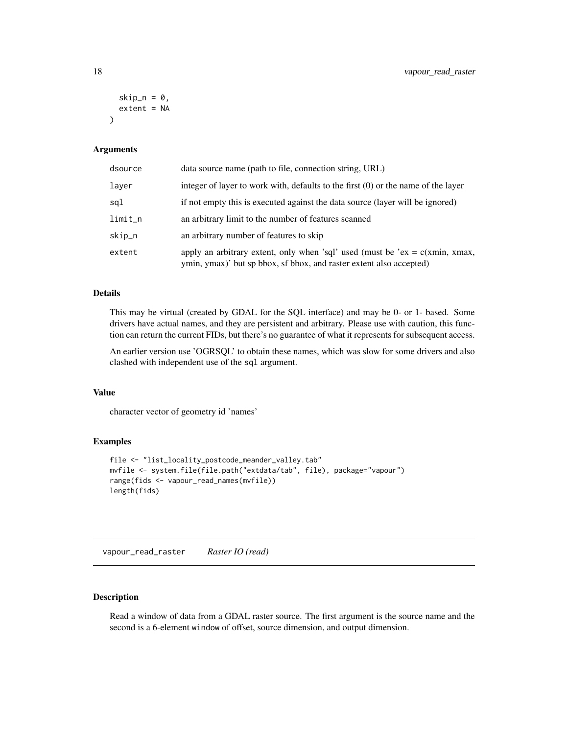```
  skip_n = 0,
  extent = NA
)
```

### Arguments

| | |
|---|---|
| dsource | data source name (path to file, connection string, URL) |
| layer | integer of layer to work with, defaults to the first (0) or the name of the layer |
| sql | if not empty this is executed against the data source (layer will be ignored) |
| limit_n | an arbitrary limit to the number of features scanned |
| skip_n | an arbitrary number of features to skip |
| extent | apply an arbitrary extent, only when 'sql' used (must be 'ex = c(xmin, xmax, ymin, ymax)' but sp bbox, sf bbox, and raster extent also accepted) |

### Details

This may be virtual (created by GDAL for the SQL interface) and may be 0- or 1- based. Some drivers have actual names, and they are persistent and arbitrary. Please use with caution, this function can return the current FIDs, but there's no guarantee of what it represents for subsequent access.

An earlier version use 'OGRSQL' to obtain these names, which was slow for some drivers and also clashed with independent use of the `sql` argument.

### Value

character vector of geometry id 'names'

### Examples

```
file <- "list_locality_postcode_meander_valley.tab"
mvfile <- system.file(file.path("extdata/tab", file), package="vapour")
range(fids <- vapour_read_names(mvfile))
length(fids)
```

---

## vapour_read_raster    *Raster IO (read)*

---

### Description

Read a window of data from a GDAL raster source. The first argument is the source name and the second is a 6-element `window` of offset, source dimension, and output dimension.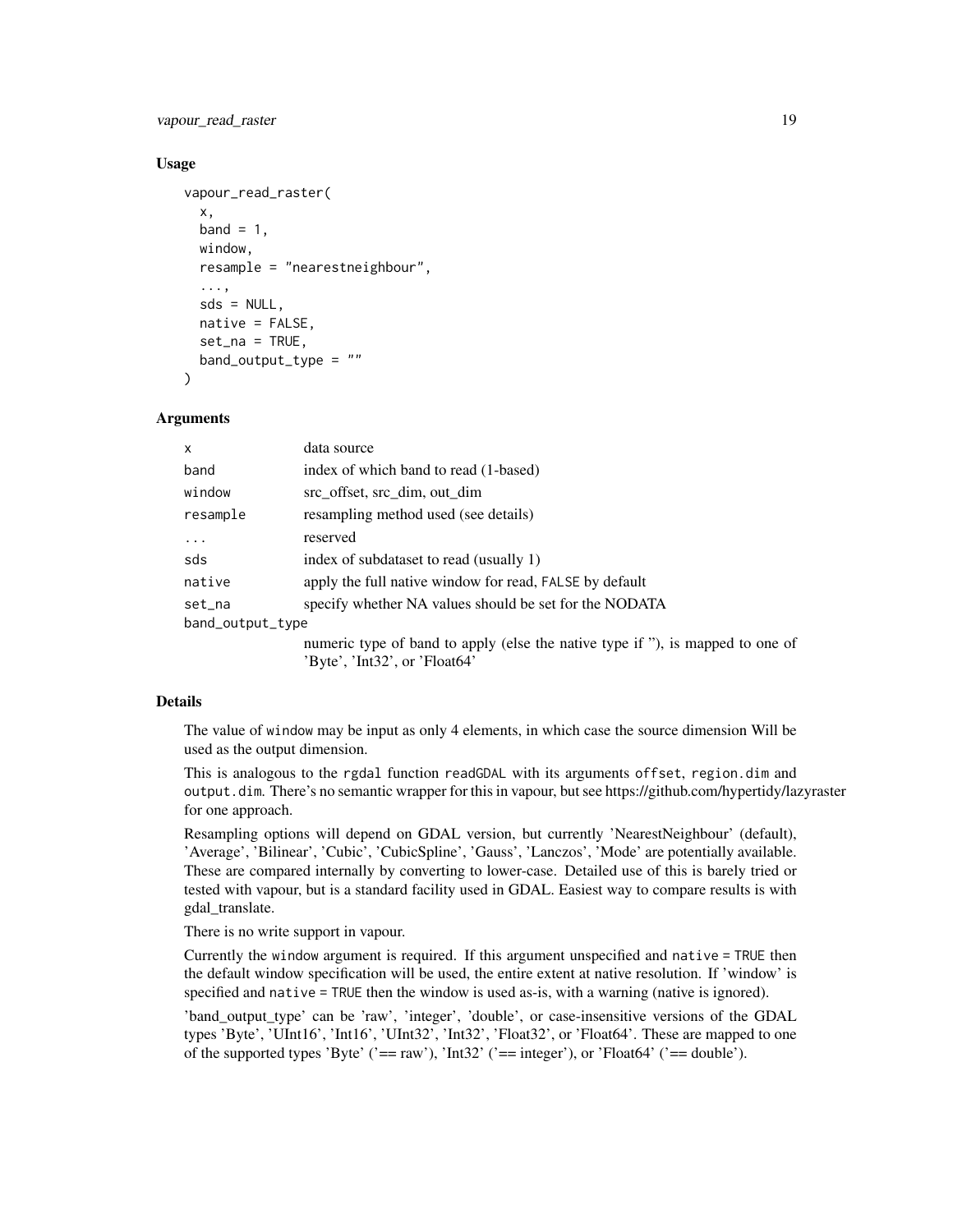### Usage

```
vapour_read_raster(
  x,
  band = 1,
  window,
  resample = "nearestneighbour",
  ...,
  sds = NULL,
  native = FALSE,
  set_na = TRUE,
  band_output_type = ""
)
```

### Arguments

| | |
|---|---|
| x | data source |
| band | index of which band to read (1-based) |
| window | src_offset, src_dim, out_dim |
| resample | resampling method used (see details) |
| ... | reserved |
| sds | index of subdataset to read (usually 1) |
| native | apply the full native window for read, FALSE by default |
| set_na | specify whether NA values should be set for the NODATA |
| band_output_type | numeric type of band to apply (else the native type if ''), is mapped to one of 'Byte', 'Int32', or 'Float64' |

### Details

The value of window may be input as only 4 elements, in which case the source dimension Will be used as the output dimension.

This is analogous to the rgdal function readGDAL with its arguments offset, region.dim and output.dim. There's no semantic wrapper for this in vapour, but see https://github.com/hypertidy/lazyraster for one approach.

Resampling options will depend on GDAL version, but currently 'NearestNeighbour' (default), 'Average', 'Bilinear', 'Cubic', 'CubicSpline', 'Gauss', 'Lanczos', 'Mode' are potentially available. These are compared internally by converting to lower-case. Detailed use of this is barely tried or tested with vapour, but is a standard facility used in GDAL. Easiest way to compare results is with gdal_translate.

There is no write support in vapour.

Currently the window argument is required. If this argument unspecified and native = TRUE then the default window specification will be used, the entire extent at native resolution. If 'window' is specified and native = TRUE then the window is used as-is, with a warning (native is ignored).

'band_output_type' can be 'raw', 'integer', 'double', or case-insensitive versions of the GDAL types 'Byte', 'UInt16', 'Int16', 'UInt32', 'Int32', 'Float32', or 'Float64'. These are mapped to one of the supported types 'Byte' ('== raw'), 'Int32' ('== integer'), or 'Float64' ('== double').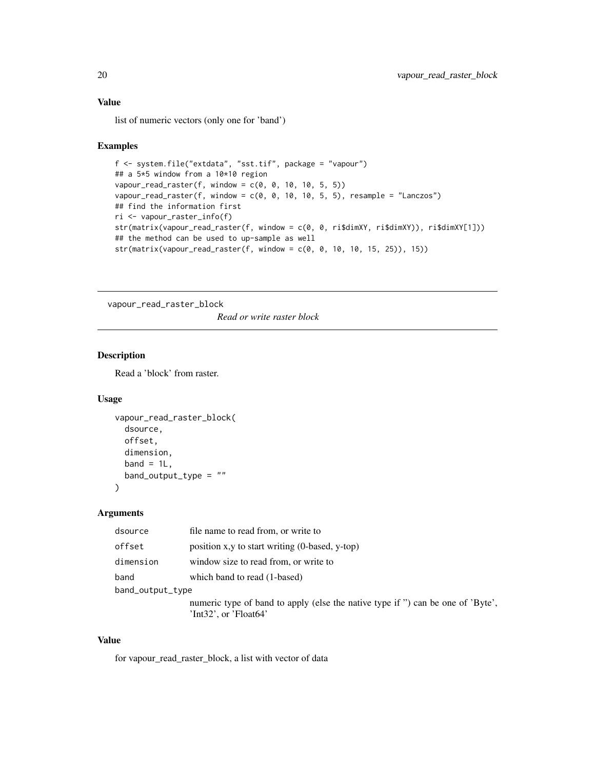### Value

list of numeric vectors (only one for 'band')

### Examples

```
f <- system.file("extdata", "sst.tif", package = "vapour")
## a 5*5 window from a 10*10 region
vapour_read_raster(f, window = c(0, 0, 10, 10, 5, 5))
vapour_read_raster(f, window = c(0, 0, 10, 10, 5, 5), resample = "Lanczos")
## find the information first
ri <- vapour_raster_info(f)
str(matrix(vapour_read_raster(f, window = c(0, 0, ri$dimXY, ri$dimXY)), ri$dimXY[1]))
## the method can be used to up-sample as well
str(matrix(vapour_read_raster(f, window = c(0, 0, 10, 10, 15, 25)), 15))
```

---

## vapour_read_raster_block

*Read or write raster block*

### Description

Read a 'block' from raster.

### Usage

```
vapour_read_raster_block(
  dsource,
  offset,
  dimension,
  band = 1L,
  band_output_type = ""
)
```

### Arguments

| | |
|---|---|
| dsource | file name to read from, or write to |
| offset | position x,y to start writing (0-based, y-top) |
| dimension | window size to read from, or write to |
| band | which band to read (1-based) |
| band_output_type | numeric type of band to apply (else the native type if '') can be one of 'Byte', 'Int32', or 'Float64' |

### Value

for vapour_read_raster_block, a list with vector of data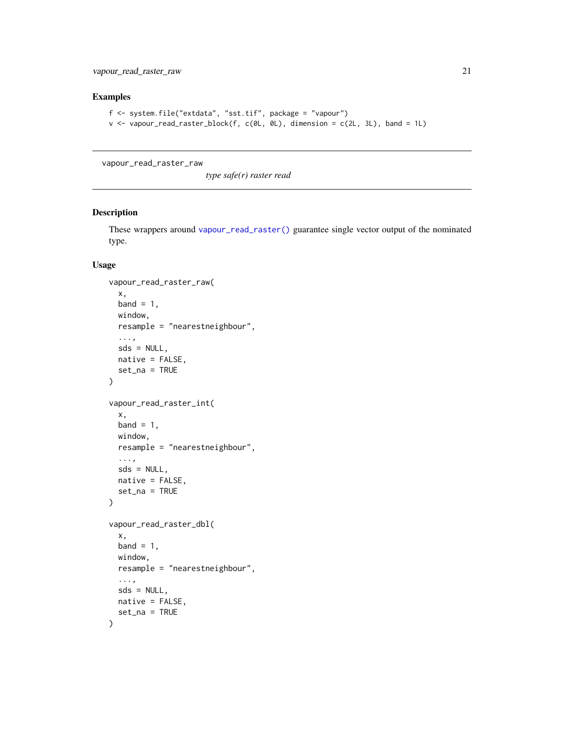## Examples

```
f <- system.file("extdata", "sst.tif", package = "vapour")
v <- vapour_read_raster_block(f, c(0L, 0L), dimension = c(2L, 3L), band = 1L)
```

---

`vapour_read_raster_raw` *type safe(r) raster read*

---

## Description

These wrappers around `vapour_read_raster()` guarantee single vector output of the nominated type.

## Usage

```
vapour_read_raster_raw(
  x,
  band = 1,
  window,
  resample = "nearestneighbour",
  ...,
  sds = NULL,
  native = FALSE,
  set_na = TRUE
)

vapour_read_raster_int(
  x,
  band = 1,
  window,
  resample = "nearestneighbour",
  ...,
  sds = NULL,
  native = FALSE,
  set_na = TRUE
)

vapour_read_raster_dbl(
  x,
  band = 1,
  window,
  resample = "nearestneighbour",
  ...,
  sds = NULL,
  native = FALSE,
  set_na = TRUE
)
```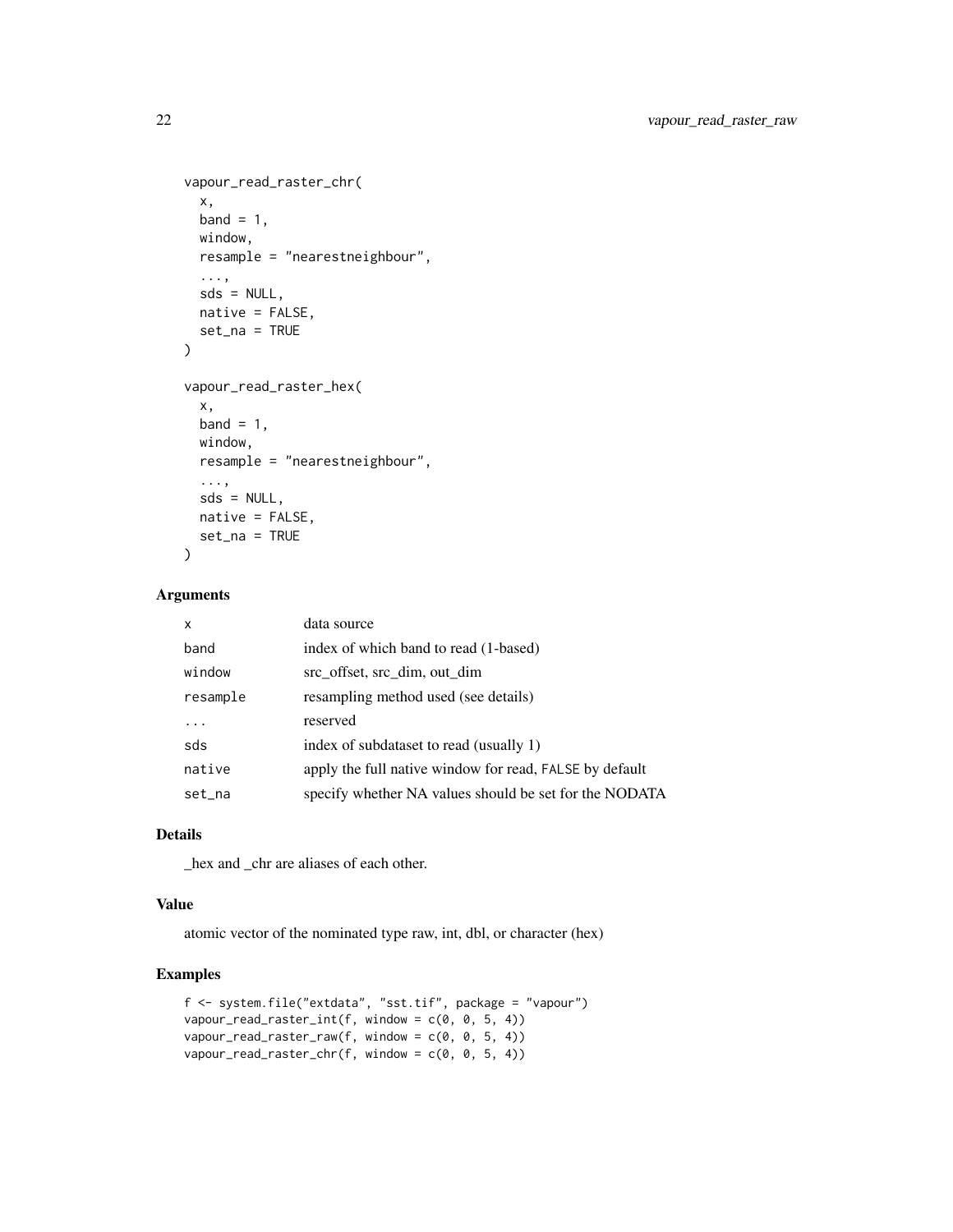```
vapour_read_raster_chr(
  x,
  band = 1,
  window,
  resample = "nearestneighbour",
  ...,
  sds = NULL,
  native = FALSE,
  set_na = TRUE
)

vapour_read_raster_hex(
  x,
  band = 1,
  window,
  resample = "nearestneighbour",
  ...,
  sds = NULL,
  native = FALSE,
  set_na = TRUE
)
```

### Arguments

| | |
|---|---|
| `x` | data source |
| `band` | index of which band to read (1-based) |
| `window` | src_offset, src_dim, out_dim |
| `resample` | resampling method used (see details) |
| `...` | reserved |
| `sds` | index of subdataset to read (usually 1) |
| `native` | apply the full native window for read, `FALSE` by default |
| `set_na` | specify whether NA values should be set for the NODATA |

### Details

_hex and _chr are aliases of each other.

### Value

atomic vector of the nominated type raw, int, dbl, or character (hex)

### Examples

```
f <- system.file("extdata", "sst.tif", package = "vapour")
vapour_read_raster_int(f, window = c(0, 0, 5, 4))
vapour_read_raster_raw(f, window = c(0, 0, 5, 4))
vapour_read_raster_chr(f, window = c(0, 0, 5, 4))
```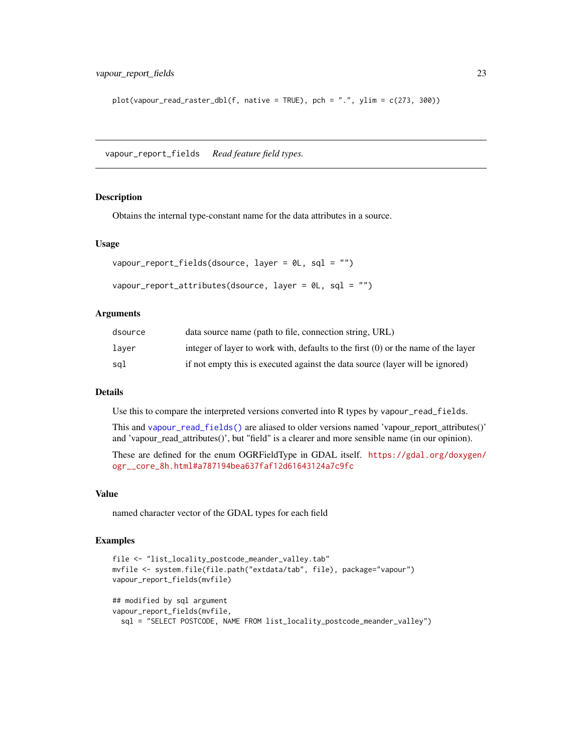```
plot(vapour_read_raster_dbl(f, native = TRUE), pch = ".", ylim = c(273, 300))
```

---

## vapour_report_fields — *Read feature field types.*

---

### Description

Obtains the internal type-constant name for the data attributes in a source.

### Usage

```
vapour_report_fields(dsource, layer = 0L, sql = "")

vapour_report_attributes(dsource, layer = 0L, sql = "")
```

### Arguments

| | |
|---|---|
| dsource | data source name (path to file, connection string, URL) |
| layer | integer of layer to work with, defaults to the first (0) or the name of the layer |
| sql | if not empty this is executed against the data source (layer will be ignored) |

### Details

Use this to compare the interpreted versions converted into R types by `vapour_read_fields`.

This and `vapour_read_fields()` are aliased to older versions named 'vapour_report_attributes()' and 'vapour_read_attributes()', but "field" is a clearer and more sensible name (in our opinion).

These are defined for the enum OGRFieldType in GDAL itself. https://gdal.org/doxygen/ogr__core_8h.html#a787194bea637faf12d61643124a7c9fc

### Value

named character vector of the GDAL types for each field

### Examples

```
file <- "list_locality_postcode_meander_valley.tab"
mvfile <- system.file(file.path("extdata/tab", file), package="vapour")
vapour_report_fields(mvfile)

## modified by sql argument
vapour_report_fields(mvfile,
  sql = "SELECT POSTCODE, NAME FROM list_locality_postcode_meander_valley")
```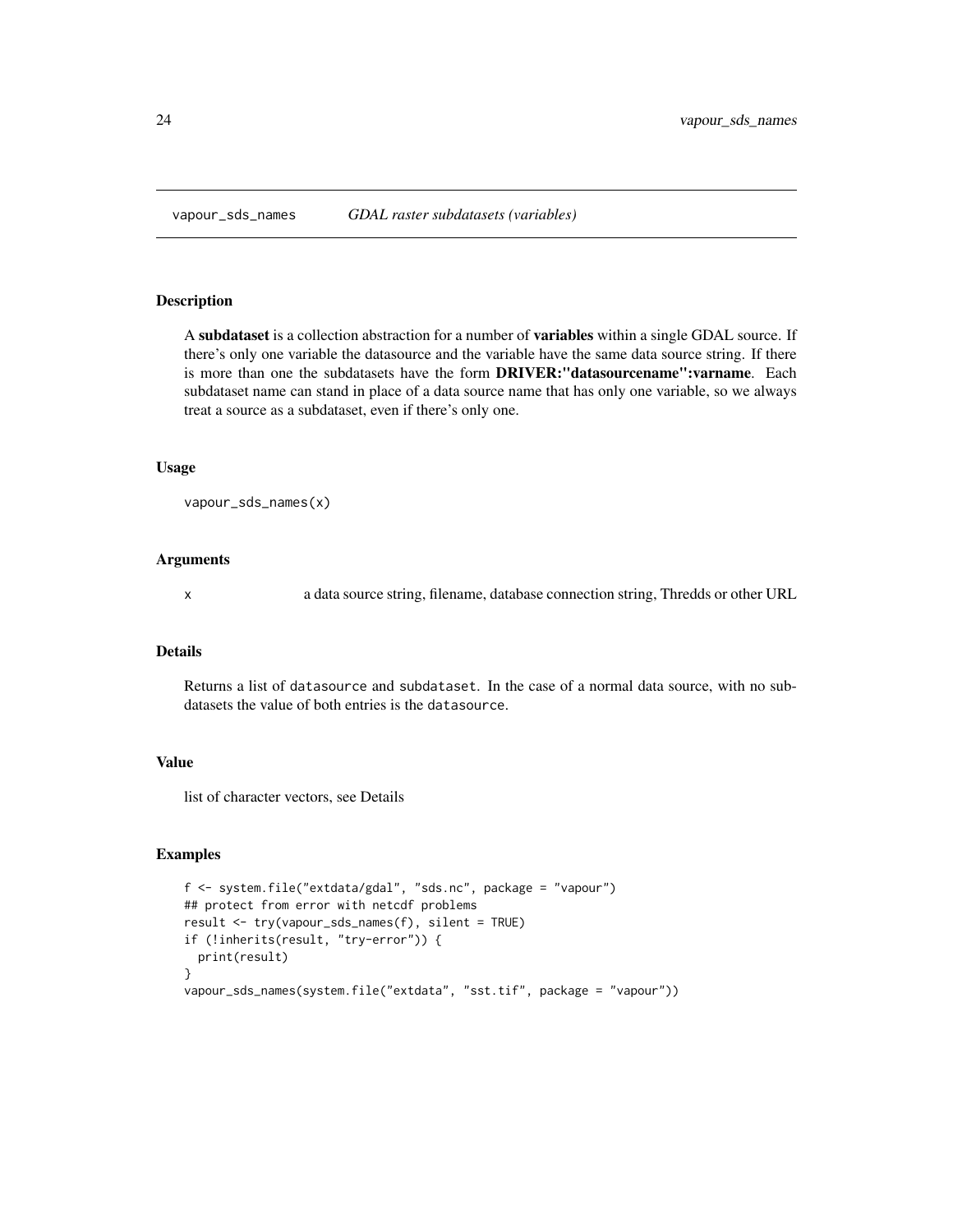## vapour_sds_names — *GDAL raster subdatasets (variables)*

### Description

A **subdataset** is a collection abstraction for a number of **variables** within a single GDAL source. If there's only one variable the datasource and the variable have the same data source string. If there is more than one the subdatasets have the form **DRIVER:"datasourcename":varname**. Each subdataset name can stand in place of a data source name that has only one variable, so we always treat a source as a subdataset, even if there's only one.

### Usage

```
vapour_sds_names(x)
```

### Arguments

| | |
|---|---|
| x | a data source string, filename, database connection string, Thredds or other URL |

### Details

Returns a list of `datasource` and `subdataset`. In the case of a normal data source, with no subdatasets the value of both entries is the `datasource`.

### Value

list of character vectors, see Details

### Examples

```
f <- system.file("extdata/gdal", "sds.nc", package = "vapour")
## protect from error with netcdf problems
result <- try(vapour_sds_names(f), silent = TRUE)
if (!inherits(result, "try-error")) {
  print(result)
}
vapour_sds_names(system.file("extdata", "sst.tif", package = "vapour"))
```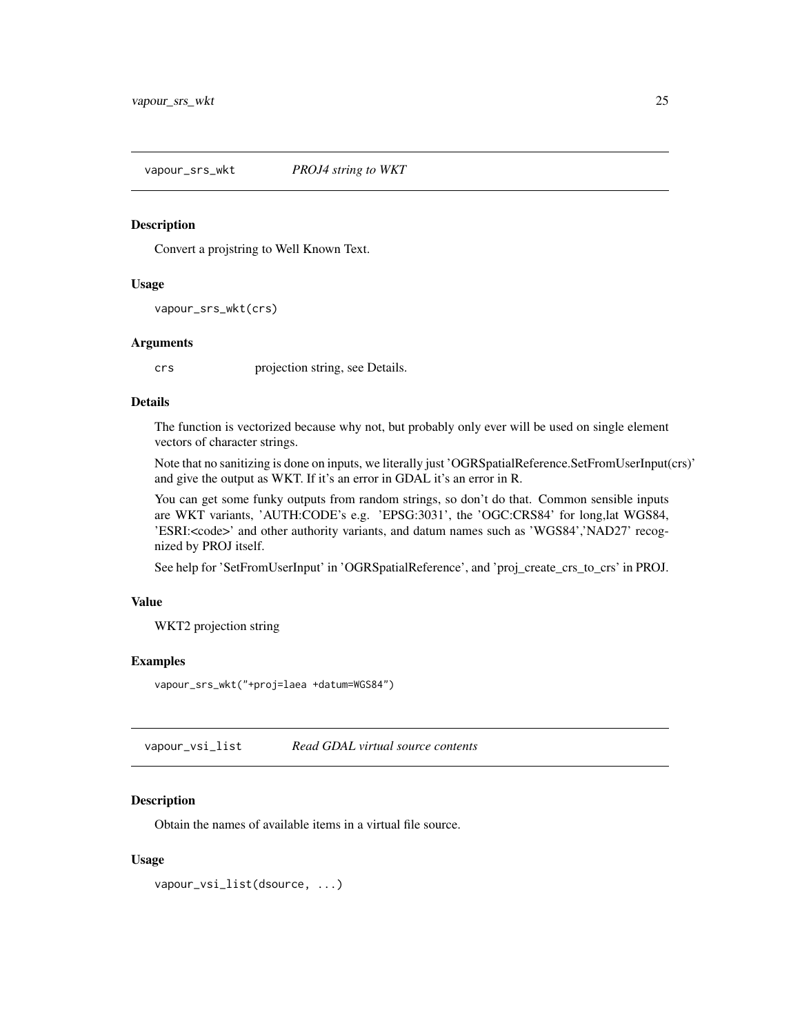## vapour_srs_wkt *PROJ4 string to WKT*

### Description

Convert a projstring to Well Known Text.

### Usage

```
vapour_srs_wkt(crs)
```

### Arguments

| | |
|---|---|
| `crs` | projection string, see Details. |

### Details

The function is vectorized because why not, but probably only ever will be used on single element vectors of character strings.

Note that no sanitizing is done on inputs, we literally just 'OGRSpatialReference.SetFromUserInput(crs)' and give the output as WKT. If it's an error in GDAL it's an error in R.

You can get some funky outputs from random strings, so don't do that. Common sensible inputs are WKT variants, 'AUTH:CODE's e.g. 'EPSG:3031', the 'OGC:CRS84' for long,lat WGS84, 'ESRI:<code>' and other authority variants, and datum names such as 'WGS84','NAD27' recognized by PROJ itself.

See help for 'SetFromUserInput' in 'OGRSpatialReference', and 'proj_create_crs_to_crs' in PROJ.

### Value

WKT2 projection string

### Examples

```
vapour_srs_wkt("+proj=laea +datum=WGS84")
```

## vapour_vsi_list *Read GDAL virtual source contents*

### Description

Obtain the names of available items in a virtual file source.

### Usage

```
vapour_vsi_list(dsource, ...)
```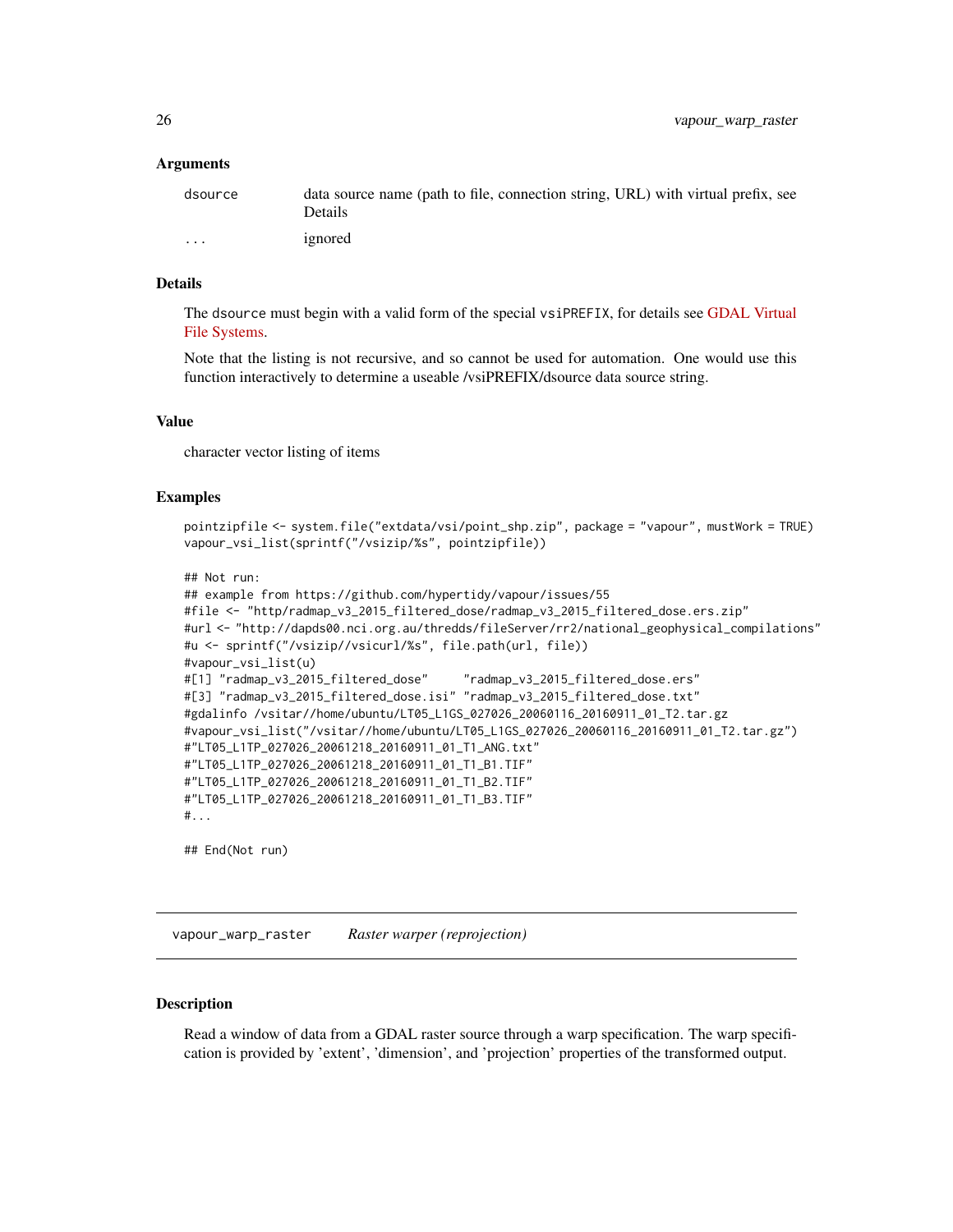### Arguments

| | |
|---|---|
| dsource | data source name (path to file, connection string, URL) with virtual prefix, see Details |
| ... | ignored |

### Details

The dsource must begin with a valid form of the special vsiPREFIX, for details see GDAL Virtual File Systems.

Note that the listing is not recursive, and so cannot be used for automation. One would use this function interactively to determine a useable /vsiPREFIX/dsource data source string.

### Value

character vector listing of items

### Examples

```
pointzipfile <- system.file("extdata/vsi/point_shp.zip", package = "vapour", mustWork = TRUE)
vapour_vsi_list(sprintf("/vsizip/%s", pointzipfile))

## Not run:
## example from https://github.com/hypertidy/vapour/issues/55
#file <- "http/radmap_v3_2015_filtered_dose/radmap_v3_2015_filtered_dose.ers.zip"
#url <- "http://dapds00.nci.org.au/thredds/fileServer/rr2/national_geophysical_compilations"
#u <- sprintf("/vsizip//vsicurl/%s", file.path(url, file))
#vapour_vsi_list(u)
#[1] "radmap_v3_2015_filtered_dose"     "radmap_v3_2015_filtered_dose.ers"
#[3] "radmap_v3_2015_filtered_dose.isi" "radmap_v3_2015_filtered_dose.txt"
#gdalinfo /vsitar//home/ubuntu/LT05_L1GS_027026_20060116_20160911_01_T2.tar.gz
#vapour_vsi_list("/vsitar//home/ubuntu/LT05_L1GS_027026_20060116_20160911_01_T2.tar.gz")
#"LT05_L1TP_027026_20061218_20160911_01_T1_ANG.txt"
#"LT05_L1TP_027026_20061218_20160911_01_T1_B1.TIF"
#"LT05_L1TP_027026_20061218_20160911_01_T1_B2.TIF"
#"LT05_L1TP_027026_20061218_20160911_01_T1_B3.TIF"
#...

## End(Not run)
```

---

## vapour_warp_raster *Raster warper (reprojection)*

### Description

Read a window of data from a GDAL raster source through a warp specification. The warp specification is provided by 'extent', 'dimension', and 'projection' properties of the transformed output.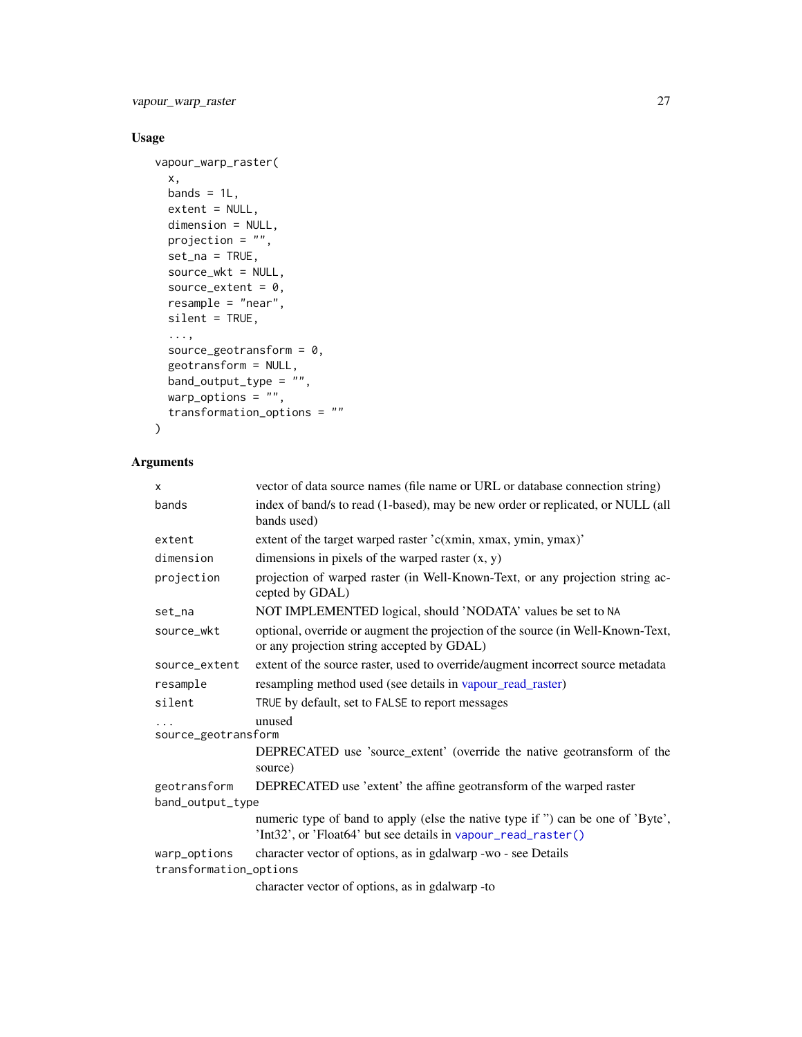### Usage

```
vapour_warp_raster(
  x,
  bands = 1L,
  extent = NULL,
  dimension = NULL,
  projection = "",
  set_na = TRUE,
  source_wkt = NULL,
  source_extent = 0,
  resample = "near",
  silent = TRUE,
  ...,
  source_geotransform = 0,
  geotransform = NULL,
  band_output_type = "",
  warp_options = "",
  transformation_options = ""
)
```

### Arguments

| Argument | Description |
|---|---|
| `x` | vector of data source names (file name or URL or database connection string) |
| `bands` | index of band/s to read (1-based), may be new order or replicated, or NULL (all bands used) |
| `extent` | extent of the target warped raster 'c(xmin, xmax, ymin, ymax)' |
| `dimension` | dimensions in pixels of the warped raster (x, y) |
| `projection` | projection of warped raster (in Well-Known-Text, or any projection string accepted by GDAL) |
| `set_na` | NOT IMPLEMENTED logical, should 'NODATA' values be set to `NA` |
| `source_wkt` | optional, override or augment the projection of the source (in Well-Known-Text, or any projection string accepted by GDAL) |
| `source_extent` | extent of the source raster, used to override/augment incorrect source metadata |
| `resample` | resampling method used (see details in vapour_read_raster) |
| `silent` | `TRUE` by default, set to `FALSE` to report messages |
| `...` | unused |
| `source_geotransform` | DEPRECATED use 'source_extent' (override the native geotransform of the source) |
| `geotransform` | DEPRECATED use 'extent' the affine geotransform of the warped raster |
| `band_output_type` | numeric type of band to apply (else the native type if '') can be one of 'Byte', 'Int32', or 'Float64' but see details in `vapour_read_raster()` |
| `warp_options` | character vector of options, as in gdalwarp -wo - see Details |
| `transformation_options` | character vector of options, as in gdalwarp -to |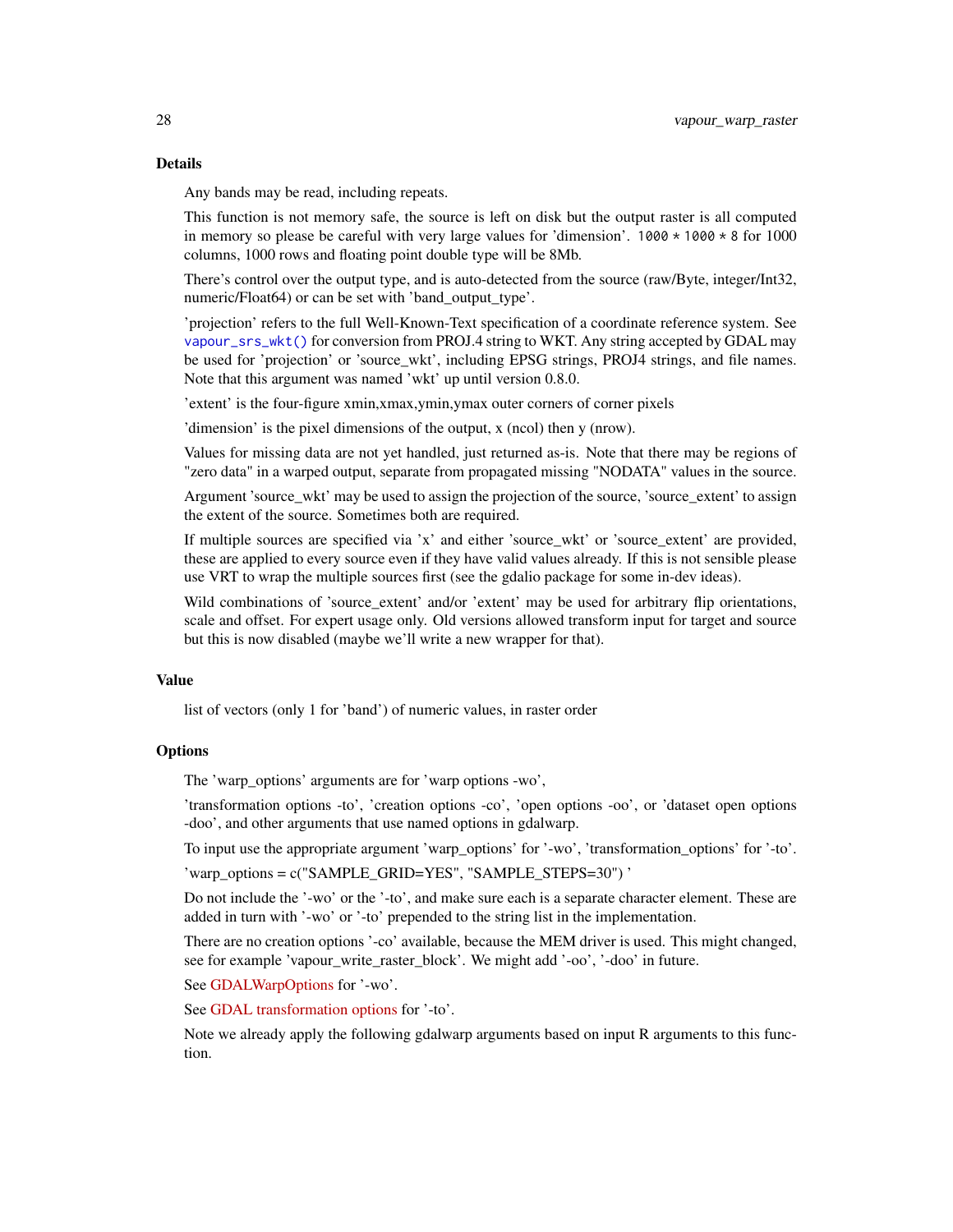## Details

Any bands may be read, including repeats.

This function is not memory safe, the source is left on disk but the output raster is all computed in memory so please be careful with very large values for 'dimension'. `1000 * 1000 * 8` for 1000 columns, 1000 rows and floating point double type will be 8Mb.

There's control over the output type, and is auto-detected from the source (raw/Byte, integer/Int32, numeric/Float64) or can be set with 'band_output_type'.

'projection' refers to the full Well-Known-Text specification of a coordinate reference system. See `vapour_srs_wkt()` for conversion from PROJ.4 string to WKT. Any string accepted by GDAL may be used for 'projection' or 'source_wkt', including EPSG strings, PROJ4 strings, and file names. Note that this argument was named 'wkt' up until version 0.8.0.

'extent' is the four-figure xmin,xmax,ymin,ymax outer corners of corner pixels

'dimension' is the pixel dimensions of the output, x (ncol) then y (nrow).

Values for missing data are not yet handled, just returned as-is. Note that there may be regions of "zero data" in a warped output, separate from propagated missing "NODATA" values in the source.

Argument 'source_wkt' may be used to assign the projection of the source, 'source_extent' to assign the extent of the source. Sometimes both are required.

If multiple sources are specified via 'x' and either 'source_wkt' or 'source_extent' are provided, these are applied to every source even if they have valid values already. If this is not sensible please use VRT to wrap the multiple sources first (see the gdalio package for some in-dev ideas).

Wild combinations of 'source_extent' and/or 'extent' may be used for arbitrary flip orientations, scale and offset. For expert usage only. Old versions allowed transform input for target and source but this is now disabled (maybe we'll write a new wrapper for that).

## Value

list of vectors (only 1 for 'band') of numeric values, in raster order

## Options

The 'warp_options' arguments are for 'warp options -wo',

'transformation options -to', 'creation options -co', 'open options -oo', or 'dataset open options -doo', and other arguments that use named options in gdalwarp.

To input use the appropriate argument 'warp_options' for '-wo', 'transformation_options' for '-to'.

'warp_options = c("SAMPLE_GRID=YES", "SAMPLE_STEPS=30") '

Do not include the '-wo' or the '-to', and make sure each is a separate character element. These are added in turn with '-wo' or '-to' prepended to the string list in the implementation.

There are no creation options '-co' available, because the MEM driver is used. This might changed, see for example 'vapour_write_raster_block'. We might add '-oo', '-doo' in future.

See GDALWarpOptions for '-wo'.

See GDAL transformation options for '-to'.

Note we already apply the following gdalwarp arguments based on input R arguments to this function.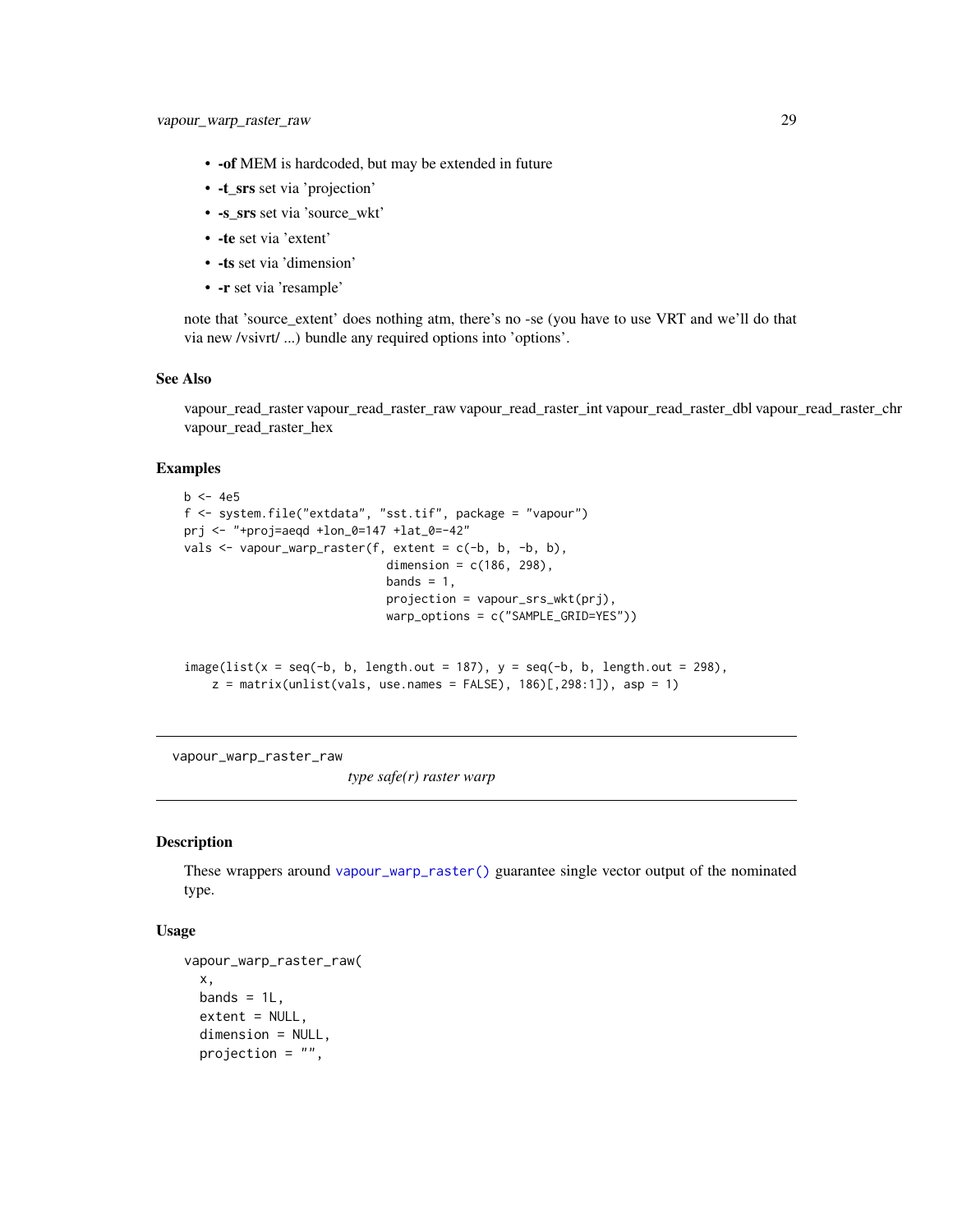- **-of** MEM is hardcoded, but may be extended in future
- **-t_srs** set via 'projection'
- **-s_srs** set via 'source_wkt'
- **-te** set via 'extent'
- **-ts** set via 'dimension'
- **-r** set via 'resample'

note that 'source_extent' does nothing atm, there's no -se (you have to use VRT and we'll do that via new /vsivrt/ ...) bundle any required options into 'options'.

### See Also

vapour_read_raster vapour_read_raster_raw vapour_read_raster_int vapour_read_raster_dbl vapour_read_raster_chr vapour_read_raster_hex

### Examples

```
b <- 4e5
f <- system.file("extdata", "sst.tif", package = "vapour")
prj <- "+proj=aeqd +lon_0=147 +lat_0=-42"
vals <- vapour_warp_raster(f, extent = c(-b, b, -b, b),
                             dimension = c(186, 298),
                             bands = 1,
                             projection = vapour_srs_wkt(prj),
                             warp_options = c("SAMPLE_GRID=YES"))


image(list(x = seq(-b, b, length.out = 187), y = seq(-b, b, length.out = 298),
    z = matrix(unlist(vals, use.names = FALSE), 186)[,298:1]), asp = 1)
```

---

## vapour_warp_raster_raw

*type safe(r) raster warp*

### Description

These wrappers around vapour_warp_raster() guarantee single vector output of the nominated type.

### Usage

```
vapour_warp_raster_raw(
  x,
  bands = 1L,
  extent = NULL,
  dimension = NULL,
  projection = "",
```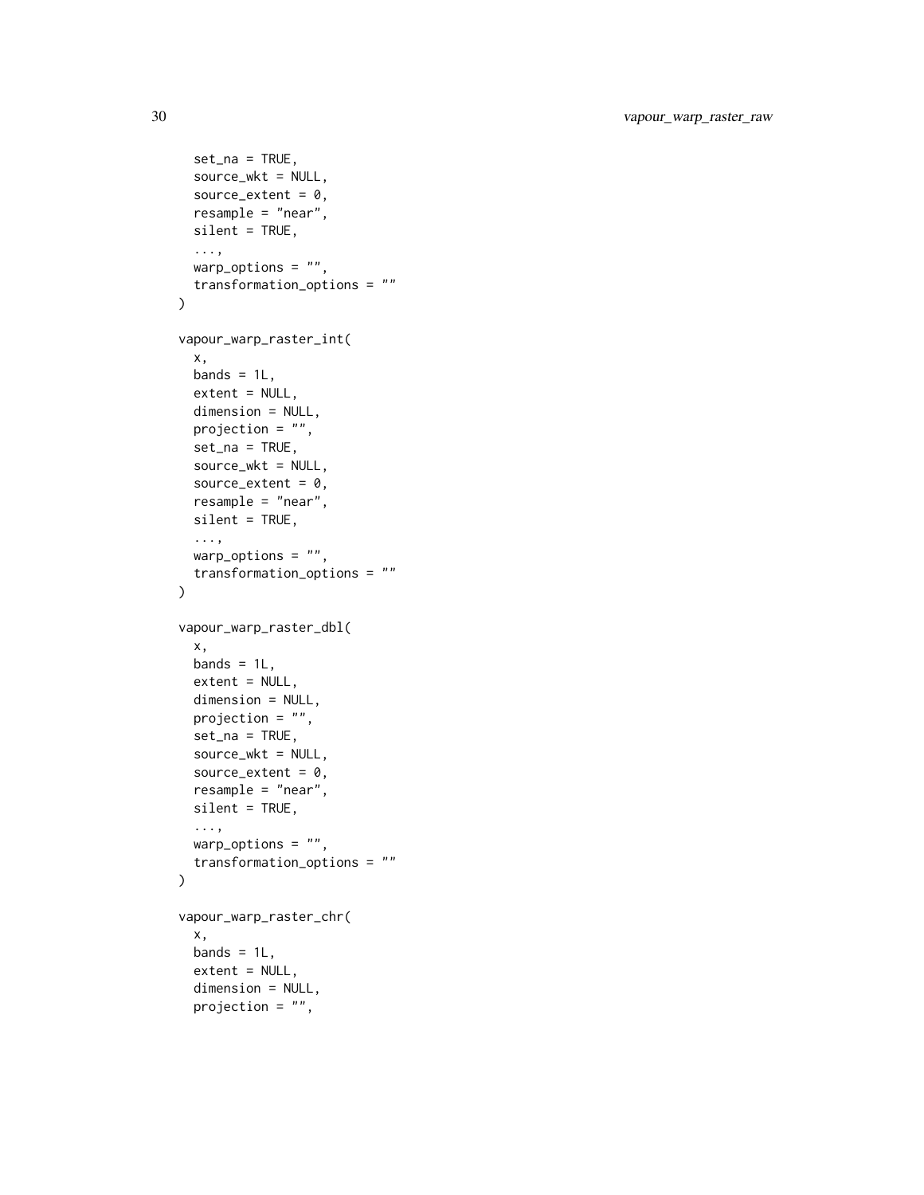```
  set_na = TRUE,
  source_wkt = NULL,
  source_extent = 0,
  resample = "near",
  silent = TRUE,
  ...,
  warp_options = "",
  transformation_options = ""
)

vapour_warp_raster_int(
  x,
  bands = 1L,
  extent = NULL,
  dimension = NULL,
  projection = "",
  set_na = TRUE,
  source_wkt = NULL,
  source_extent = 0,
  resample = "near",
  silent = TRUE,
  ...,
  warp_options = "",
  transformation_options = ""
)

vapour_warp_raster_dbl(
  x,
  bands = 1L,
  extent = NULL,
  dimension = NULL,
  projection = "",
  set_na = TRUE,
  source_wkt = NULL,
  source_extent = 0,
  resample = "near",
  silent = TRUE,
  ...,
  warp_options = "",
  transformation_options = ""
)

vapour_warp_raster_chr(
  x,
  bands = 1L,
  extent = NULL,
  dimension = NULL,
  projection = "",
```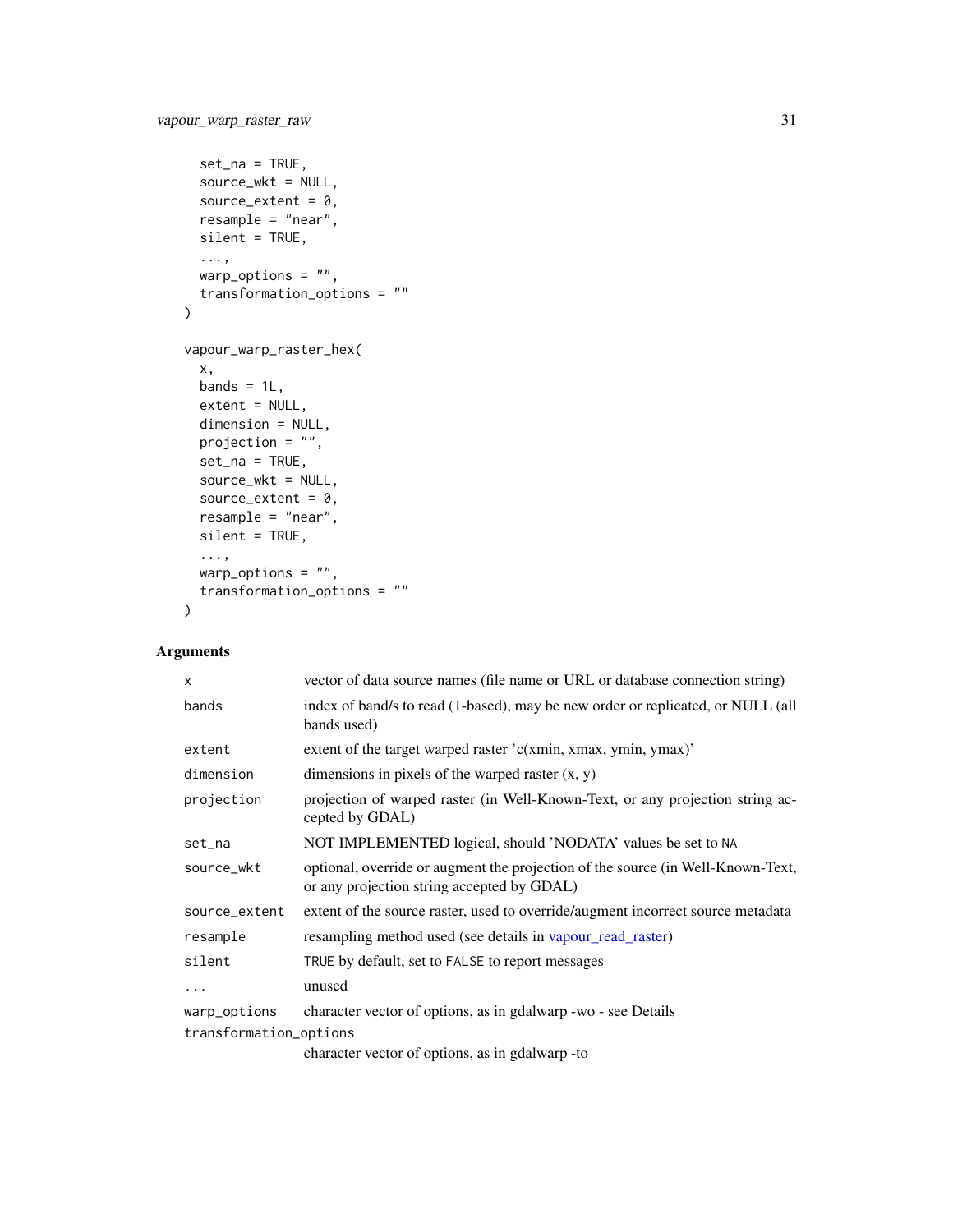```
  set_na = TRUE,
  source_wkt = NULL,
  source_extent = 0,
  resample = "near",
  silent = TRUE,
  ...,
  warp_options = "",
  transformation_options = ""
)

vapour_warp_raster_hex(
  x,
  bands = 1L,
  extent = NULL,
  dimension = NULL,
  projection = "",
  set_na = TRUE,
  source_wkt = NULL,
  source_extent = 0,
  resample = "near",
  silent = TRUE,
  ...,
  warp_options = "",
  transformation_options = ""
)
```

## Arguments

| | |
|---|---|
| x | vector of data source names (file name or URL or database connection string) |
| bands | index of band/s to read (1-based), may be new order or replicated, or NULL (all bands used) |
| extent | extent of the target warped raster 'c(xmin, xmax, ymin, ymax)' |
| dimension | dimensions in pixels of the warped raster (x, y) |
| projection | projection of warped raster (in Well-Known-Text, or any projection string accepted by GDAL) |
| set_na | NOT IMPLEMENTED logical, should 'NODATA' values be set to NA |
| source_wkt | optional, override or augment the projection of the source (in Well-Known-Text, or any projection string accepted by GDAL) |
| source_extent | extent of the source raster, used to override/augment incorrect source metadata |
| resample | resampling method used (see details in vapour_read_raster) |
| silent | TRUE by default, set to FALSE to report messages |
| ... | unused |
| warp_options | character vector of options, as in gdalwarp -wo - see Details |
| transformation_options | character vector of options, as in gdalwarp -to |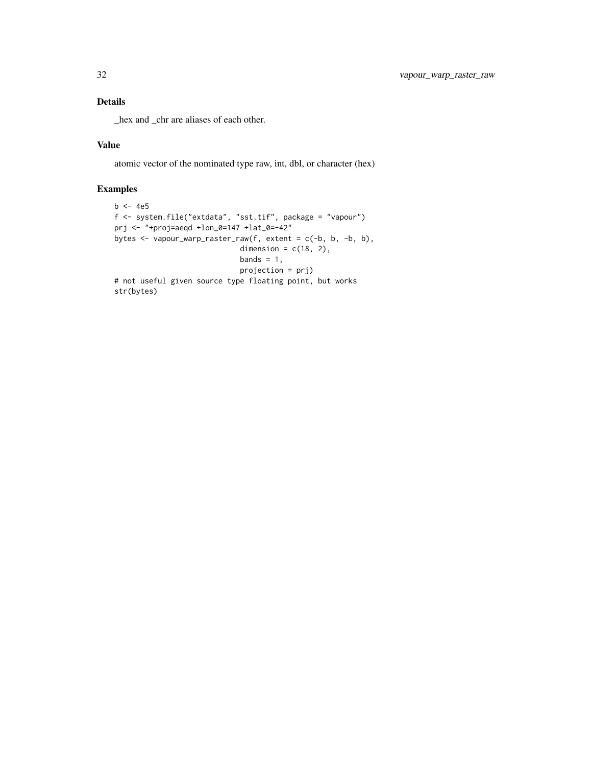## Details

_hex and _chr are aliases of each other.

## Value

atomic vector of the nominated type raw, int, dbl, or character (hex)

## Examples

```
b <- 4e5
f <- system.file("extdata", "sst.tif", package = "vapour")
prj <- "+proj=aeqd +lon_0=147 +lat_0=-42"
bytes <- vapour_warp_raster_raw(f, extent = c(-b, b, -b, b),
                             dimension = c(18, 2),
                             bands = 1,
                             projection = prj)
# not useful given source type floating point, but works
str(bytes)
```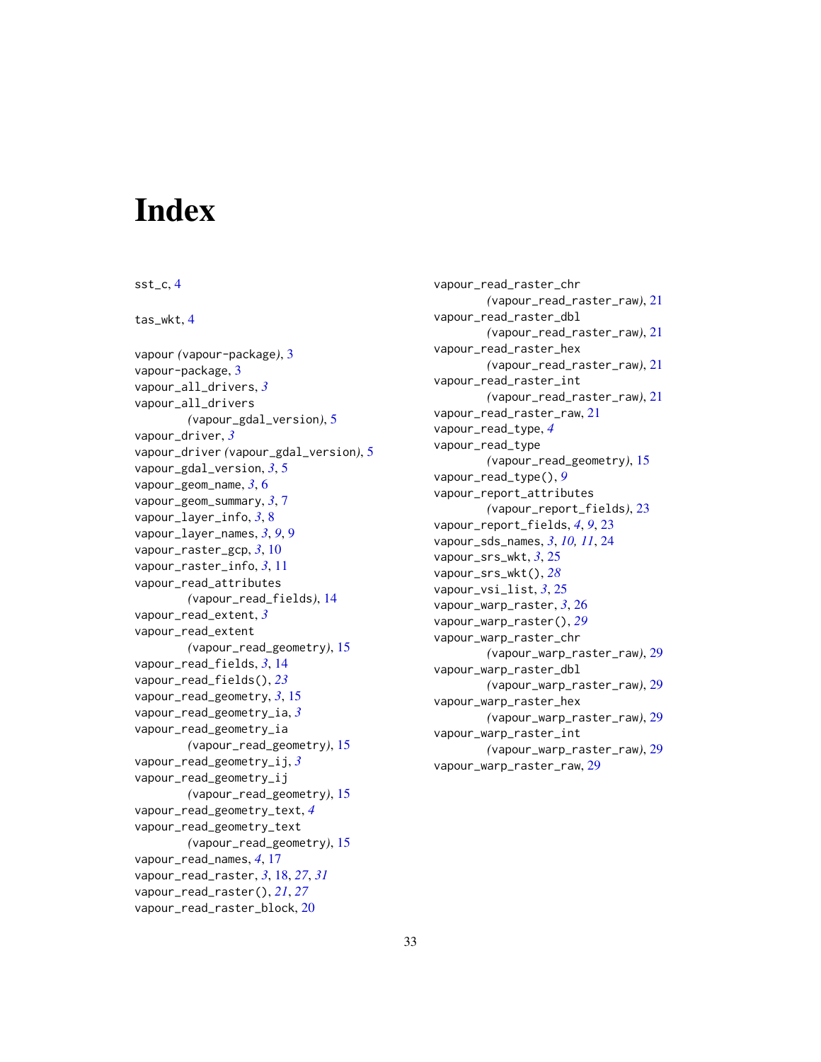# Index

sst_c, 4

tas_wkt, 4

vapour (vapour-package), 3
vapour-package, 3
vapour_all_drivers, *3*
vapour_all_drivers (vapour_gdal_version), 5
vapour_driver, *3*
vapour_driver (vapour_gdal_version), 5
vapour_gdal_version, *3*, 5
vapour_geom_name, *3*, 6
vapour_geom_summary, *3*, 7
vapour_layer_info, *3*, 8
vapour_layer_names, *3*, *9*, 9
vapour_raster_gcp, *3*, 10
vapour_raster_info, *3*, 11
vapour_read_attributes (vapour_read_fields), 14
vapour_read_extent, *3*
vapour_read_extent (vapour_read_geometry), 15
vapour_read_fields, *3*, 14
vapour_read_fields(), *23*
vapour_read_geometry, *3*, 15
vapour_read_geometry_ia, *3*
vapour_read_geometry_ia (vapour_read_geometry), 15
vapour_read_geometry_ij, *3*
vapour_read_geometry_ij (vapour_read_geometry), 15
vapour_read_geometry_text, *4*
vapour_read_geometry_text (vapour_read_geometry), 15
vapour_read_names, *4*, 17
vapour_read_raster, *3*, 18, *27*, *31*
vapour_read_raster(), *21*, *27*
vapour_read_raster_block, 20
vapour_read_raster_chr (vapour_read_raster_raw), 21
vapour_read_raster_dbl (vapour_read_raster_raw), 21
vapour_read_raster_hex (vapour_read_raster_raw), 21
vapour_read_raster_int (vapour_read_raster_raw), 21
vapour_read_raster_raw, 21
vapour_read_type, *4*
vapour_read_type (vapour_read_geometry), 15
vapour_read_type(), *9*
vapour_report_attributes (vapour_report_fields), 23
vapour_report_fields, *4*, *9*, 23
vapour_sds_names, *3*, *10*, *11*, 24
vapour_srs_wkt, *3*, 25
vapour_srs_wkt(), *28*
vapour_vsi_list, *3*, 25
vapour_warp_raster, *3*, 26
vapour_warp_raster(), *29*
vapour_warp_raster_chr (vapour_warp_raster_raw), 29
vapour_warp_raster_dbl (vapour_warp_raster_raw), 29
vapour_warp_raster_hex (vapour_warp_raster_raw), 29
vapour_warp_raster_int (vapour_warp_raster_raw), 29
vapour_warp_raster_raw, 29